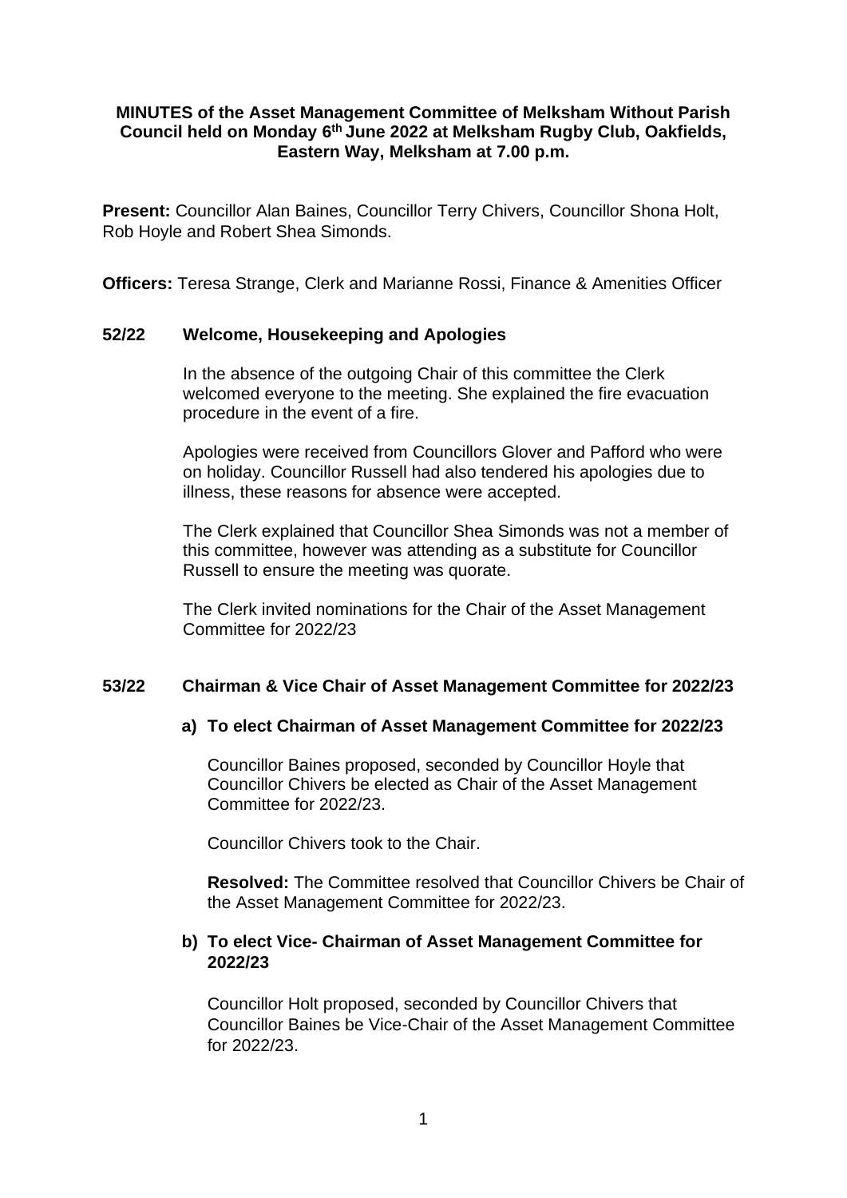**MINUTES of the Asset Management Committee of Melksham Without Parish Council held on Monday 6th June 2022 at Melksham Rugby Club, Oakfields, Eastern Way, Melksham at 7.00 p.m.**

**Present:** Councillor Alan Baines, Councillor Terry Chivers, Councillor Shona Holt, Rob Hoyle and Robert Shea Simonds.

**Officers:** Teresa Strange, Clerk and Marianne Rossi, Finance & Amenities Officer

## 52/22 Welcome, Housekeeping and Apologies

In the absence of the outgoing Chair of this committee the Clerk welcomed everyone to the meeting. She explained the fire evacuation procedure in the event of a fire.

Apologies were received from Councillors Glover and Pafford who were on holiday. Councillor Russell had also tendered his apologies due to illness, these reasons for absence were accepted.

The Clerk explained that Councillor Shea Simonds was not a member of this committee, however was attending as a substitute for Councillor Russell to ensure the meeting was quorate.

The Clerk invited nominations for the Chair of the Asset Management Committee for 2022/23

## 53/22 Chairman & Vice Chair of Asset Management Committee for 2022/23

### a) To elect Chairman of Asset Management Committee for 2022/23

Councillor Baines proposed, seconded by Councillor Hoyle that Councillor Chivers be elected as Chair of the Asset Management Committee for 2022/23.

Councillor Chivers took to the Chair.

**Resolved:** The Committee resolved that Councillor Chivers be Chair of the Asset Management Committee for 2022/23.

### b) To elect Vice- Chairman of Asset Management Committee for 2022/23

Councillor Holt proposed, seconded by Councillor Chivers that Councillor Baines be Vice-Chair of the Asset Management Committee for 2022/23.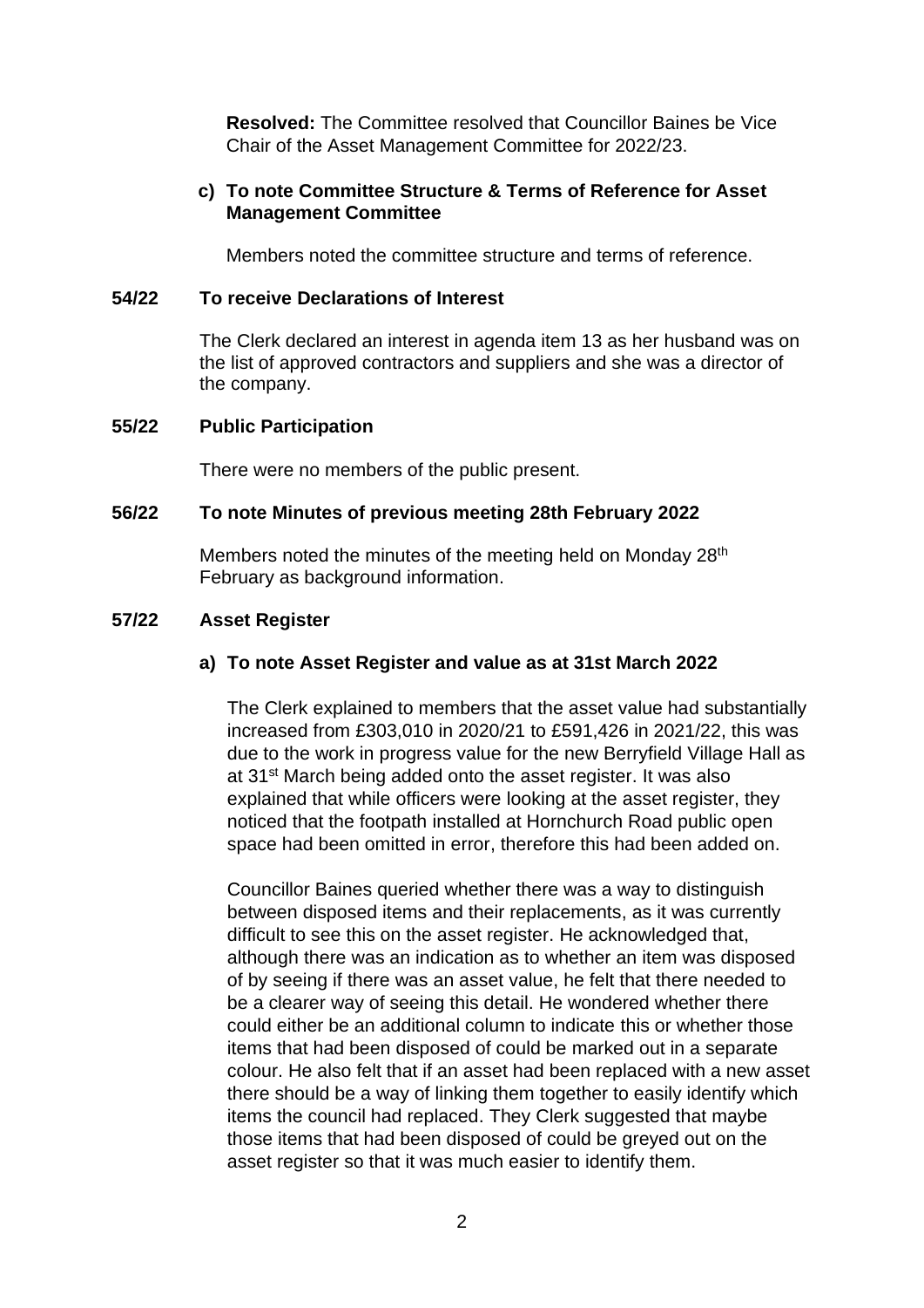**Resolved:** The Committee resolved that Councillor Baines be Vice Chair of the Asset Management Committee for 2022/23.

**c) To note Committee Structure & Terms of Reference for Asset Management Committee**

Members noted the committee structure and terms of reference.

**54/22 To receive Declarations of Interest**

The Clerk declared an interest in agenda item 13 as her husband was on the list of approved contractors and suppliers and she was a director of the company.

**55/22 Public Participation**

There were no members of the public present.

**56/22 To note Minutes of previous meeting 28th February 2022**

Members noted the minutes of the meeting held on Monday 28th February as background information.

**57/22 Asset Register**

**a) To note Asset Register and value as at 31st March 2022**

The Clerk explained to members that the asset value had substantially increased from £303,010 in 2020/21 to £591,426 in 2021/22, this was due to the work in progress value for the new Berryfield Village Hall as at 31st March being added onto the asset register. It was also explained that while officers were looking at the asset register, they noticed that the footpath installed at Hornchurch Road public open space had been omitted in error, therefore this had been added on.

Councillor Baines queried whether there was a way to distinguish between disposed items and their replacements, as it was currently difficult to see this on the asset register. He acknowledged that, although there was an indication as to whether an item was disposed of by seeing if there was an asset value, he felt that there needed to be a clearer way of seeing this detail. He wondered whether there could either be an additional column to indicate this or whether those items that had been disposed of could be marked out in a separate colour. He also felt that if an asset had been replaced with a new asset there should be a way of linking them together to easily identify which items the council had replaced. They Clerk suggested that maybe those items that had been disposed of could be greyed out on the asset register so that it was much easier to identify them.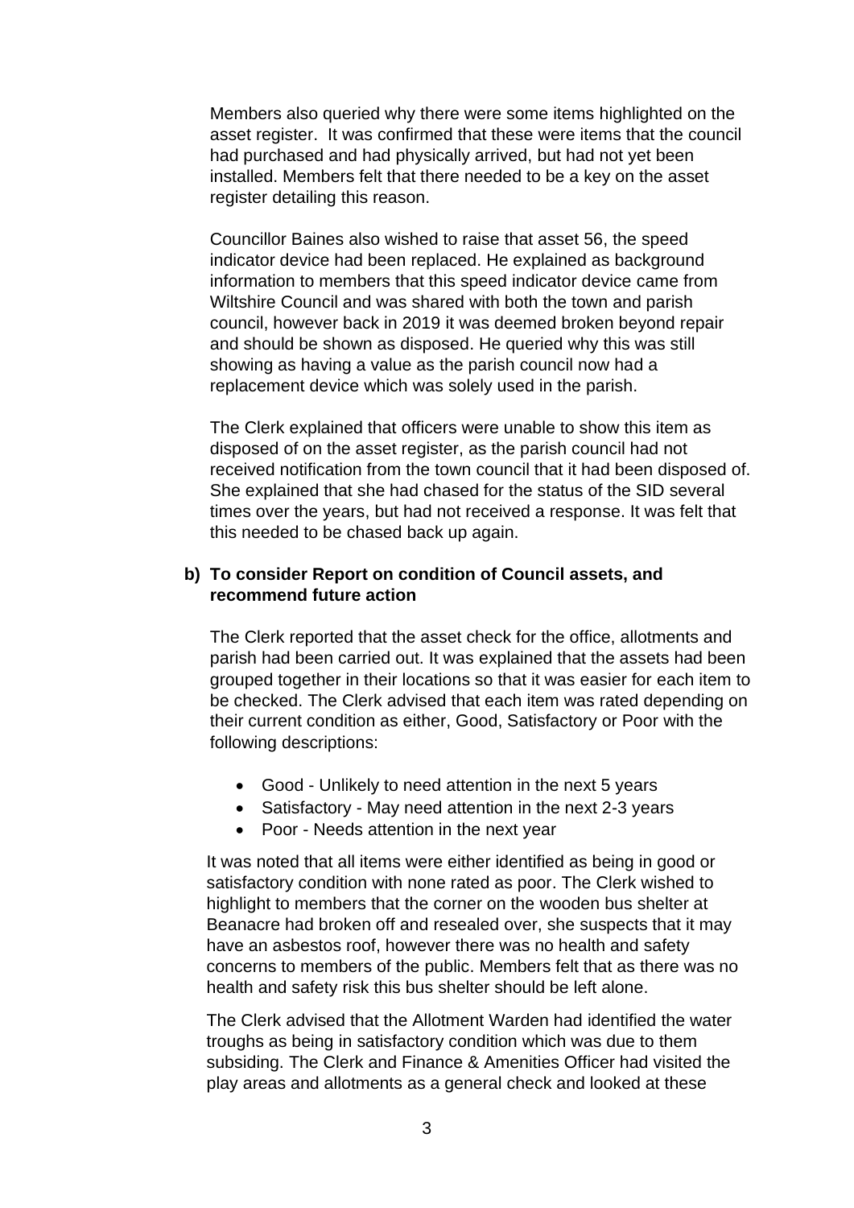Members also queried why there were some items highlighted on the asset register. It was confirmed that these were items that the council had purchased and had physically arrived, but had not yet been installed. Members felt that there needed to be a key on the asset register detailing this reason.

Councillor Baines also wished to raise that asset 56, the speed indicator device had been replaced. He explained as background information to members that this speed indicator device came from Wiltshire Council and was shared with both the town and parish council, however back in 2019 it was deemed broken beyond repair and should be shown as disposed. He queried why this was still showing as having a value as the parish council now had a replacement device which was solely used in the parish.

The Clerk explained that officers were unable to show this item as disposed of on the asset register, as the parish council had not received notification from the town council that it had been disposed of. She explained that she had chased for the status of the SID several times over the years, but had not received a response. It was felt that this needed to be chased back up again.

**b) To consider Report on condition of Council assets, and recommend future action**

The Clerk reported that the asset check for the office, allotments and parish had been carried out. It was explained that the assets had been grouped together in their locations so that it was easier for each item to be checked. The Clerk advised that each item was rated depending on their current condition as either, Good, Satisfactory or Poor with the following descriptions:

- Good - Unlikely to need attention in the next 5 years
- Satisfactory - May need attention in the next 2-3 years
- Poor - Needs attention in the next year

It was noted that all items were either identified as being in good or satisfactory condition with none rated as poor. The Clerk wished to highlight to members that the corner on the wooden bus shelter at Beanacre had broken off and resealed over, she suspects that it may have an asbestos roof, however there was no health and safety concerns to members of the public. Members felt that as there was no health and safety risk this bus shelter should be left alone.

The Clerk advised that the Allotment Warden had identified the water troughs as being in satisfactory condition which was due to them subsiding. The Clerk and Finance & Amenities Officer had visited the play areas and allotments as a general check and looked at these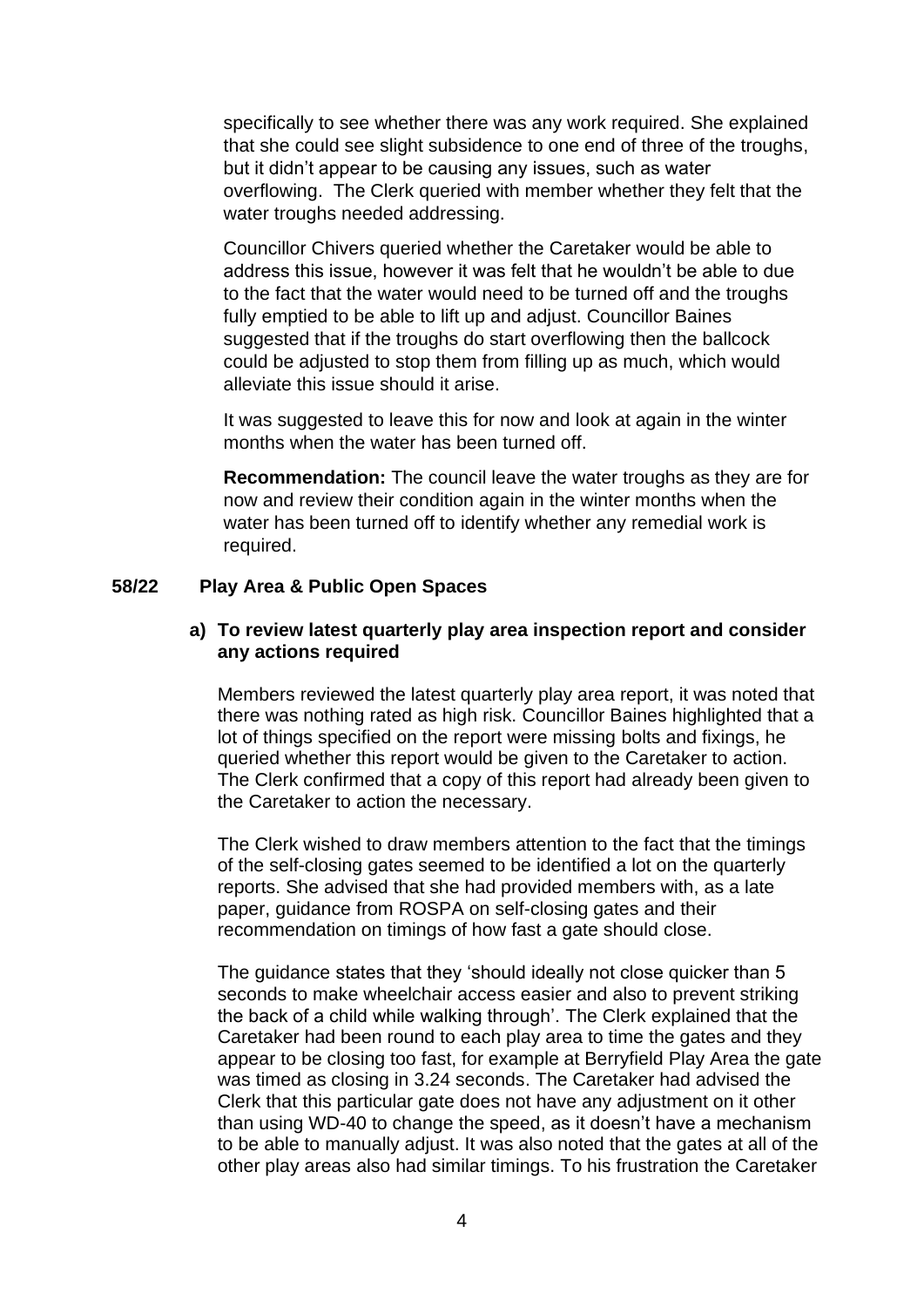specifically to see whether there was any work required. She explained that she could see slight subsidence to one end of three of the troughs, but it didn't appear to be causing any issues, such as water overflowing. The Clerk queried with member whether they felt that the water troughs needed addressing.

Councillor Chivers queried whether the Caretaker would be able to address this issue, however it was felt that he wouldn't be able to due to the fact that the water would need to be turned off and the troughs fully emptied to be able to lift up and adjust. Councillor Baines suggested that if the troughs do start overflowing then the ballcock could be adjusted to stop them from filling up as much, which would alleviate this issue should it arise.

It was suggested to leave this for now and look at again in the winter months when the water has been turned off.

**Recommendation:** The council leave the water troughs as they are for now and review their condition again in the winter months when the water has been turned off to identify whether any remedial work is required.

## 58/22 Play Area & Public Open Spaces

### a) To review latest quarterly play area inspection report and consider any actions required

Members reviewed the latest quarterly play area report, it was noted that there was nothing rated as high risk. Councillor Baines highlighted that a lot of things specified on the report were missing bolts and fixings, he queried whether this report would be given to the Caretaker to action. The Clerk confirmed that a copy of this report had already been given to the Caretaker to action the necessary.

The Clerk wished to draw members attention to the fact that the timings of the self-closing gates seemed to be identified a lot on the quarterly reports. She advised that she had provided members with, as a late paper, guidance from ROSPA on self-closing gates and their recommendation on timings of how fast a gate should close.

The guidance states that they 'should ideally not close quicker than 5 seconds to make wheelchair access easier and also to prevent striking the back of a child while walking through'. The Clerk explained that the Caretaker had been round to each play area to time the gates and they appear to be closing too fast, for example at Berryfield Play Area the gate was timed as closing in 3.24 seconds. The Caretaker had advised the Clerk that this particular gate does not have any adjustment on it other than using WD-40 to change the speed, as it doesn't have a mechanism to be able to manually adjust. It was also noted that the gates at all of the other play areas also had similar timings. To his frustration the Caretaker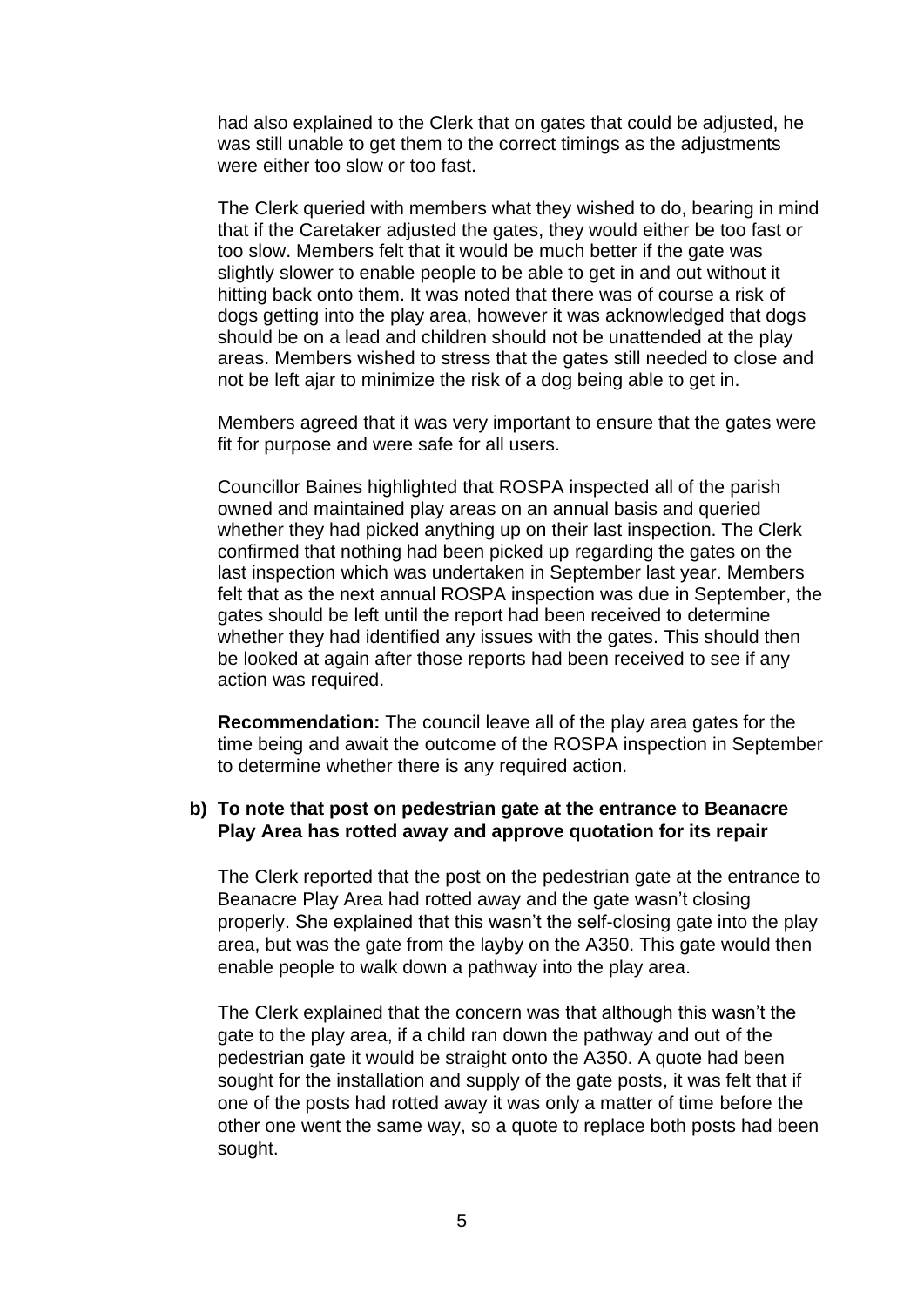had also explained to the Clerk that on gates that could be adjusted, he was still unable to get them to the correct timings as the adjustments were either too slow or too fast.

The Clerk queried with members what they wished to do, bearing in mind that if the Caretaker adjusted the gates, they would either be too fast or too slow. Members felt that it would be much better if the gate was slightly slower to enable people to be able to get in and out without it hitting back onto them. It was noted that there was of course a risk of dogs getting into the play area, however it was acknowledged that dogs should be on a lead and children should not be unattended at the play areas. Members wished to stress that the gates still needed to close and not be left ajar to minimize the risk of a dog being able to get in.

Members agreed that it was very important to ensure that the gates were fit for purpose and were safe for all users.

Councillor Baines highlighted that ROSPA inspected all of the parish owned and maintained play areas on an annual basis and queried whether they had picked anything up on their last inspection. The Clerk confirmed that nothing had been picked up regarding the gates on the last inspection which was undertaken in September last year. Members felt that as the next annual ROSPA inspection was due in September, the gates should be left until the report had been received to determine whether they had identified any issues with the gates. This should then be looked at again after those reports had been received to see if any action was required.

**Recommendation:** The council leave all of the play area gates for the time being and await the outcome of the ROSPA inspection in September to determine whether there is any required action.

**b) To note that post on pedestrian gate at the entrance to Beanacre Play Area has rotted away and approve quotation for its repair**

The Clerk reported that the post on the pedestrian gate at the entrance to Beanacre Play Area had rotted away and the gate wasn't closing properly. She explained that this wasn't the self-closing gate into the play area, but was the gate from the layby on the A350. This gate would then enable people to walk down a pathway into the play area.

The Clerk explained that the concern was that although this wasn't the gate to the play area, if a child ran down the pathway and out of the pedestrian gate it would be straight onto the A350. A quote had been sought for the installation and supply of the gate posts, it was felt that if one of the posts had rotted away it was only a matter of time before the other one went the same way, so a quote to replace both posts had been sought.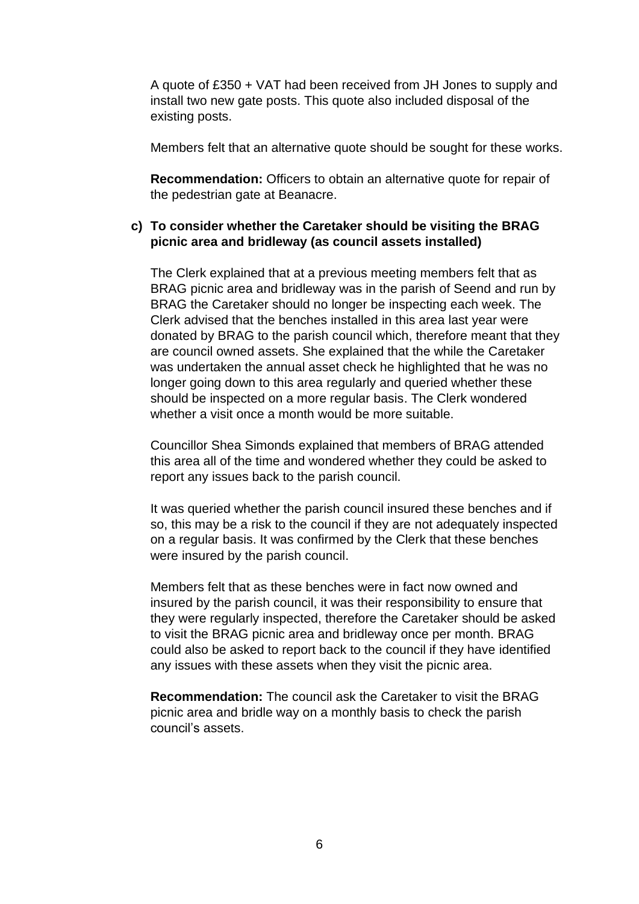A quote of £350 + VAT had been received from JH Jones to supply and install two new gate posts. This quote also included disposal of the existing posts.

Members felt that an alternative quote should be sought for these works.

**Recommendation:** Officers to obtain an alternative quote for repair of the pedestrian gate at Beanacre.

**c) To consider whether the Caretaker should be visiting the BRAG picnic area and bridleway (as council assets installed)**

The Clerk explained that at a previous meeting members felt that as BRAG picnic area and bridleway was in the parish of Seend and run by BRAG the Caretaker should no longer be inspecting each week. The Clerk advised that the benches installed in this area last year were donated by BRAG to the parish council which, therefore meant that they are council owned assets. She explained that the while the Caretaker was undertaken the annual asset check he highlighted that he was no longer going down to this area regularly and queried whether these should be inspected on a more regular basis. The Clerk wondered whether a visit once a month would be more suitable.

Councillor Shea Simonds explained that members of BRAG attended this area all of the time and wondered whether they could be asked to report any issues back to the parish council.

It was queried whether the parish council insured these benches and if so, this may be a risk to the council if they are not adequately inspected on a regular basis. It was confirmed by the Clerk that these benches were insured by the parish council.

Members felt that as these benches were in fact now owned and insured by the parish council, it was their responsibility to ensure that they were regularly inspected, therefore the Caretaker should be asked to visit the BRAG picnic area and bridleway once per month. BRAG could also be asked to report back to the council if they have identified any issues with these assets when they visit the picnic area.

**Recommendation:** The council ask the Caretaker to visit the BRAG picnic area and bridle way on a monthly basis to check the parish council's assets.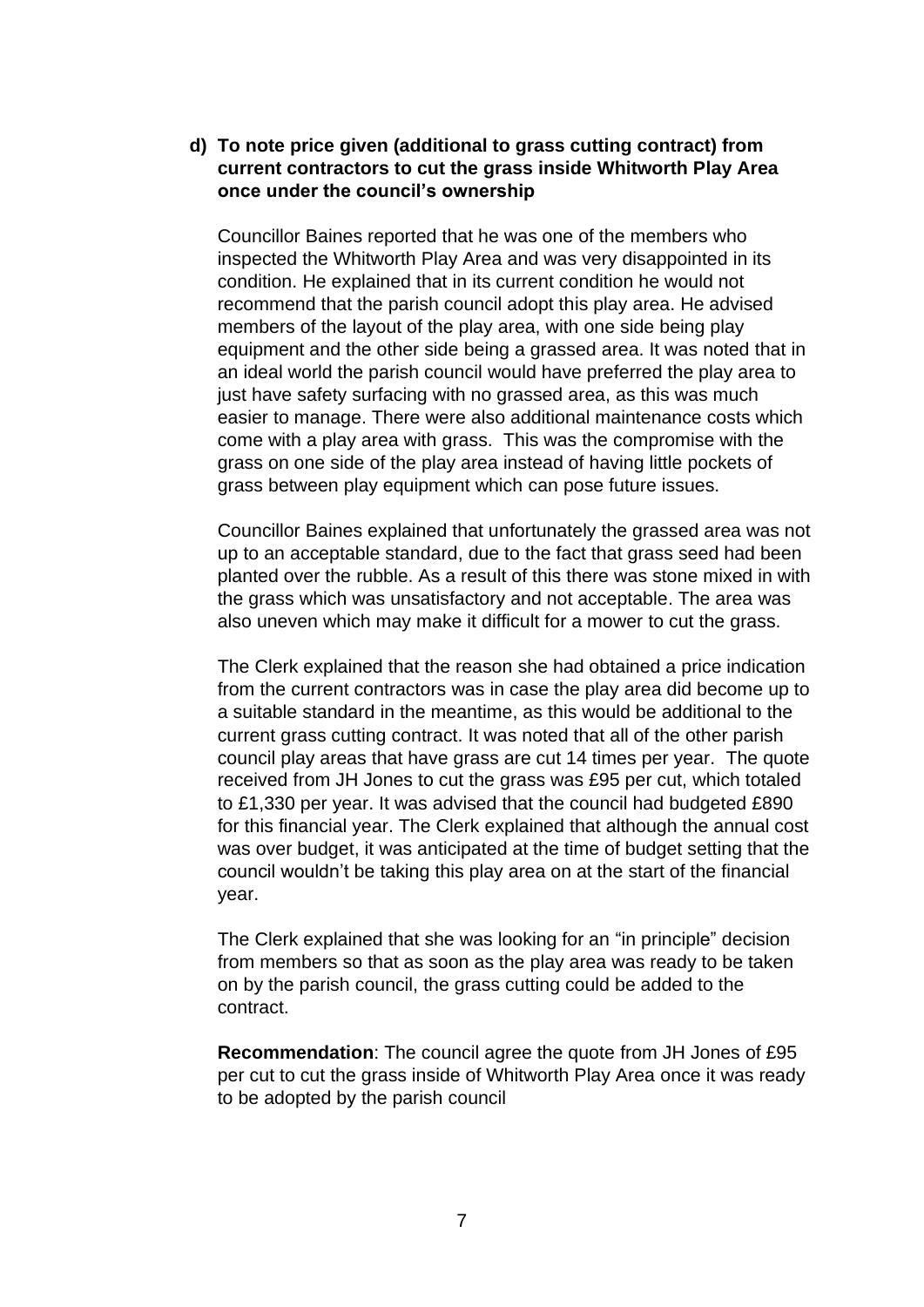**d) To note price given (additional to grass cutting contract) from current contractors to cut the grass inside Whitworth Play Area once under the council's ownership**

Councillor Baines reported that he was one of the members who inspected the Whitworth Play Area and was very disappointed in its condition. He explained that in its current condition he would not recommend that the parish council adopt this play area. He advised members of the layout of the play area, with one side being play equipment and the other side being a grassed area. It was noted that in an ideal world the parish council would have preferred the play area to just have safety surfacing with no grassed area, as this was much easier to manage. There were also additional maintenance costs which come with a play area with grass. This was the compromise with the grass on one side of the play area instead of having little pockets of grass between play equipment which can pose future issues.

Councillor Baines explained that unfortunately the grassed area was not up to an acceptable standard, due to the fact that grass seed had been planted over the rubble. As a result of this there was stone mixed in with the grass which was unsatisfactory and not acceptable. The area was also uneven which may make it difficult for a mower to cut the grass.

The Clerk explained that the reason she had obtained a price indication from the current contractors was in case the play area did become up to a suitable standard in the meantime, as this would be additional to the current grass cutting contract. It was noted that all of the other parish council play areas that have grass are cut 14 times per year. The quote received from JH Jones to cut the grass was £95 per cut, which totaled to £1,330 per year. It was advised that the council had budgeted £890 for this financial year. The Clerk explained that although the annual cost was over budget, it was anticipated at the time of budget setting that the council wouldn't be taking this play area on at the start of the financial year.

The Clerk explained that she was looking for an "in principle" decision from members so that as soon as the play area was ready to be taken on by the parish council, the grass cutting could be added to the contract.

**Recommendation**: The council agree the quote from JH Jones of £95 per cut to cut the grass inside of Whitworth Play Area once it was ready to be adopted by the parish council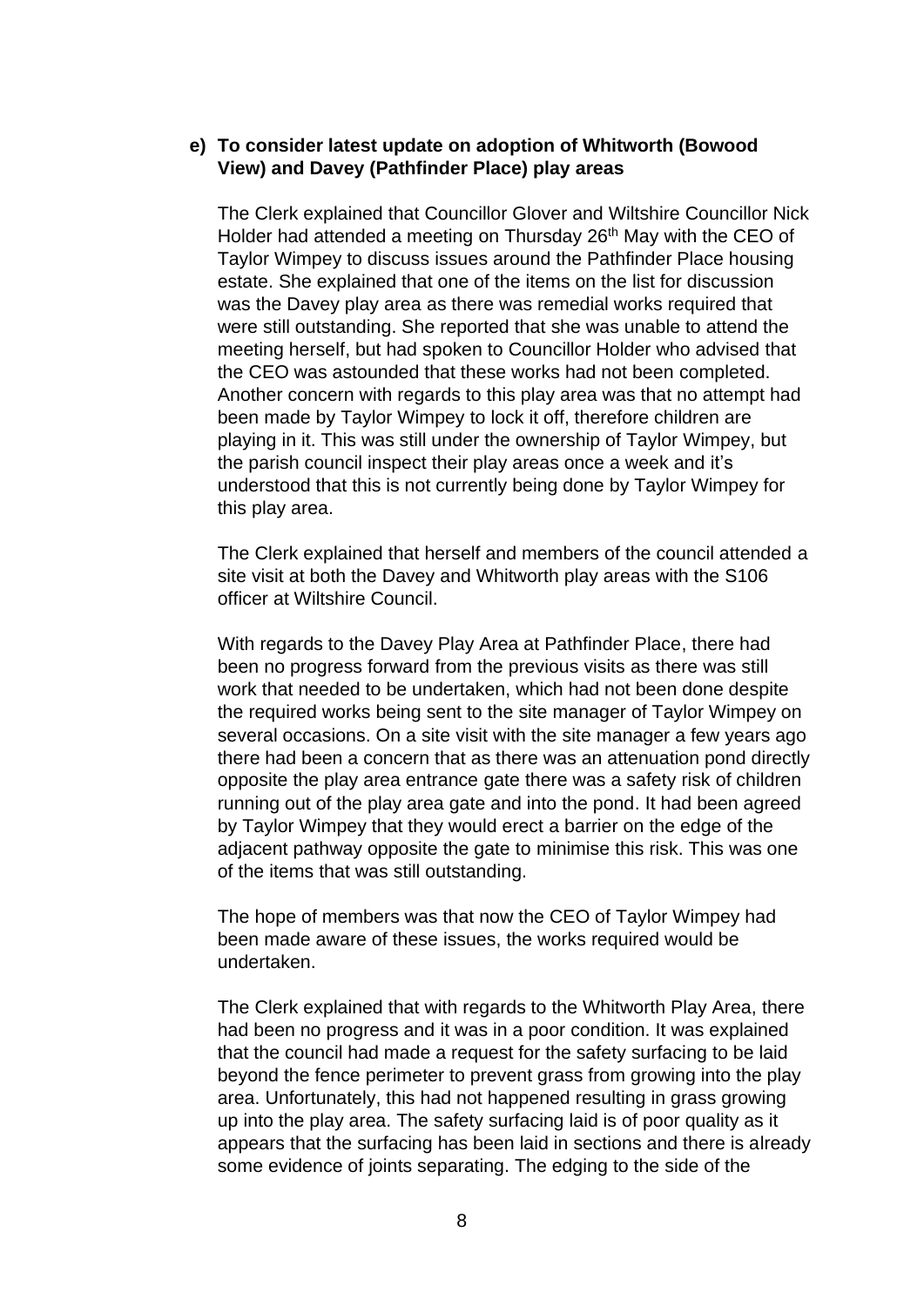**e) To consider latest update on adoption of Whitworth (Bowood View) and Davey (Pathfinder Place) play areas**

The Clerk explained that Councillor Glover and Wiltshire Councillor Nick Holder had attended a meeting on Thursday 26th May with the CEO of Taylor Wimpey to discuss issues around the Pathfinder Place housing estate. She explained that one of the items on the list for discussion was the Davey play area as there was remedial works required that were still outstanding. She reported that she was unable to attend the meeting herself, but had spoken to Councillor Holder who advised that the CEO was astounded that these works had not been completed. Another concern with regards to this play area was that no attempt had been made by Taylor Wimpey to lock it off, therefore children are playing in it. This was still under the ownership of Taylor Wimpey, but the parish council inspect their play areas once a week and it's understood that this is not currently being done by Taylor Wimpey for this play area.

The Clerk explained that herself and members of the council attended a site visit at both the Davey and Whitworth play areas with the S106 officer at Wiltshire Council.

With regards to the Davey Play Area at Pathfinder Place, there had been no progress forward from the previous visits as there was still work that needed to be undertaken, which had not been done despite the required works being sent to the site manager of Taylor Wimpey on several occasions. On a site visit with the site manager a few years ago there had been a concern that as there was an attenuation pond directly opposite the play area entrance gate there was a safety risk of children running out of the play area gate and into the pond. It had been agreed by Taylor Wimpey that they would erect a barrier on the edge of the adjacent pathway opposite the gate to minimise this risk. This was one of the items that was still outstanding.

The hope of members was that now the CEO of Taylor Wimpey had been made aware of these issues, the works required would be undertaken.

The Clerk explained that with regards to the Whitworth Play Area, there had been no progress and it was in a poor condition. It was explained that the council had made a request for the safety surfacing to be laid beyond the fence perimeter to prevent grass from growing into the play area. Unfortunately, this had not happened resulting in grass growing up into the play area. The safety surfacing laid is of poor quality as it appears that the surfacing has been laid in sections and there is already some evidence of joints separating. The edging to the side of the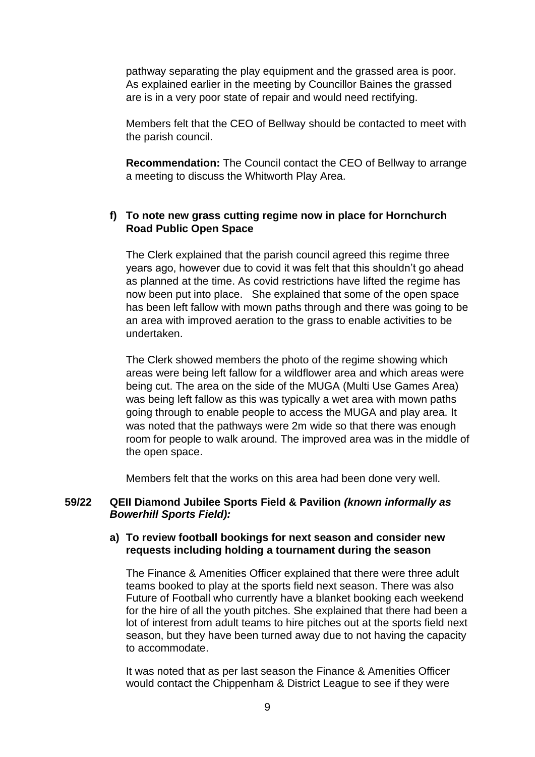pathway separating the play equipment and the grassed area is poor. As explained earlier in the meeting by Councillor Baines the grassed are is in a very poor state of repair and would need rectifying.

Members felt that the CEO of Bellway should be contacted to meet with the parish council.

**Recommendation:** The Council contact the CEO of Bellway to arrange a meeting to discuss the Whitworth Play Area.

**f) To note new grass cutting regime now in place for Hornchurch Road Public Open Space**

The Clerk explained that the parish council agreed this regime three years ago, however due to covid it was felt that this shouldn't go ahead as planned at the time. As covid restrictions have lifted the regime has now been put into place. She explained that some of the open space has been left fallow with mown paths through and there was going to be an area with improved aeration to the grass to enable activities to be undertaken.

The Clerk showed members the photo of the regime showing which areas were being left fallow for a wildflower area and which areas were being cut. The area on the side of the MUGA (Multi Use Games Area) was being left fallow as this was typically a wet area with mown paths going through to enable people to access the MUGA and play area. It was noted that the pathways were 2m wide so that there was enough room for people to walk around. The improved area was in the middle of the open space.

Members felt that the works on this area had been done very well.

**59/22 QEII Diamond Jubilee Sports Field & Pavilion *(known informally as Bowerhill Sports Field):***

**a) To review football bookings for next season and consider new requests including holding a tournament during the season**

The Finance & Amenities Officer explained that there were three adult teams booked to play at the sports field next season. There was also Future of Football who currently have a blanket booking each weekend for the hire of all the youth pitches. She explained that there had been a lot of interest from adult teams to hire pitches out at the sports field next season, but they have been turned away due to not having the capacity to accommodate.

It was noted that as per last season the Finance & Amenities Officer would contact the Chippenham & District League to see if they were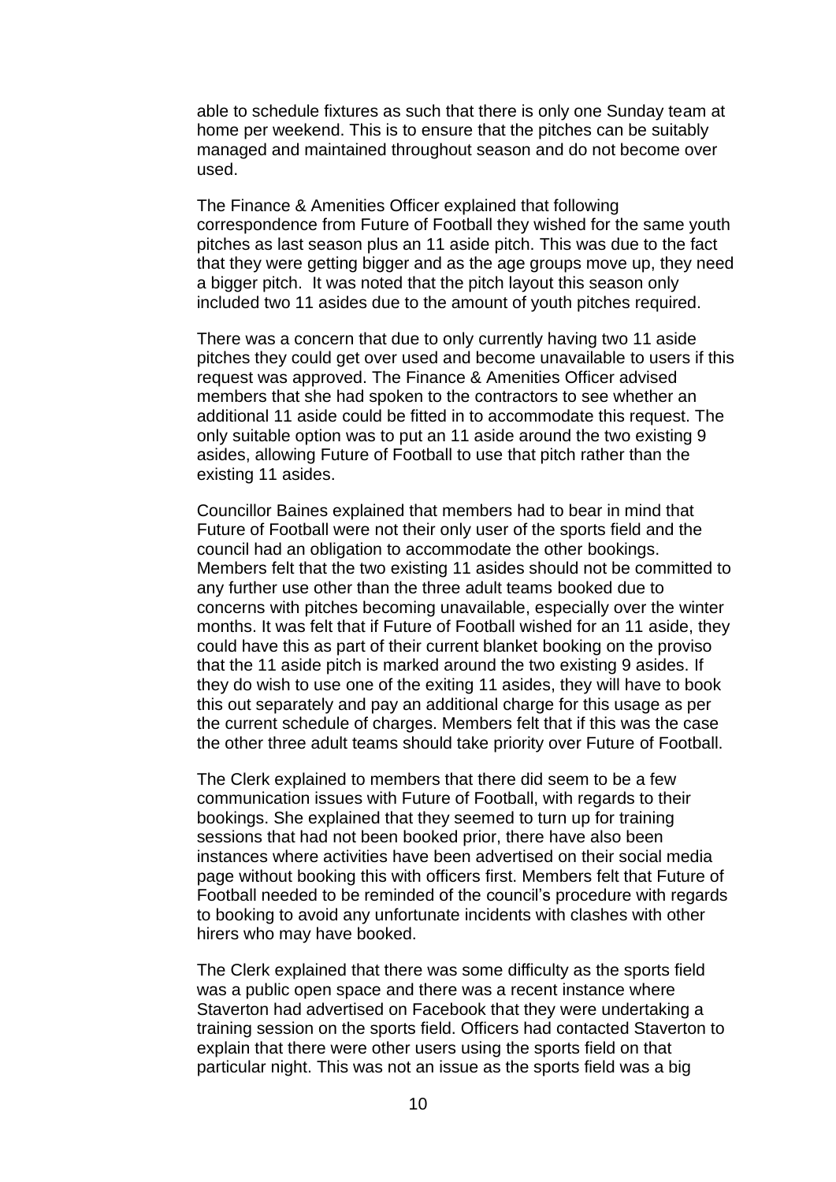able to schedule fixtures as such that there is only one Sunday team at home per weekend. This is to ensure that the pitches can be suitably managed and maintained throughout season and do not become over used.

The Finance & Amenities Officer explained that following correspondence from Future of Football they wished for the same youth pitches as last season plus an 11 aside pitch. This was due to the fact that they were getting bigger and as the age groups move up, they need a bigger pitch. It was noted that the pitch layout this season only included two 11 asides due to the amount of youth pitches required.

There was a concern that due to only currently having two 11 aside pitches they could get over used and become unavailable to users if this request was approved. The Finance & Amenities Officer advised members that she had spoken to the contractors to see whether an additional 11 aside could be fitted in to accommodate this request. The only suitable option was to put an 11 aside around the two existing 9 asides, allowing Future of Football to use that pitch rather than the existing 11 asides.

Councillor Baines explained that members had to bear in mind that Future of Football were not their only user of the sports field and the council had an obligation to accommodate the other bookings. Members felt that the two existing 11 asides should not be committed to any further use other than the three adult teams booked due to concerns with pitches becoming unavailable, especially over the winter months. It was felt that if Future of Football wished for an 11 aside, they could have this as part of their current blanket booking on the proviso that the 11 aside pitch is marked around the two existing 9 asides. If they do wish to use one of the exiting 11 asides, they will have to book this out separately and pay an additional charge for this usage as per the current schedule of charges. Members felt that if this was the case the other three adult teams should take priority over Future of Football.

The Clerk explained to members that there did seem to be a few communication issues with Future of Football, with regards to their bookings. She explained that they seemed to turn up for training sessions that had not been booked prior, there have also been instances where activities have been advertised on their social media page without booking this with officers first. Members felt that Future of Football needed to be reminded of the council's procedure with regards to booking to avoid any unfortunate incidents with clashes with other hirers who may have booked.

The Clerk explained that there was some difficulty as the sports field was a public open space and there was a recent instance where Staverton had advertised on Facebook that they were undertaking a training session on the sports field. Officers had contacted Staverton to explain that there were other users using the sports field on that particular night. This was not an issue as the sports field was a big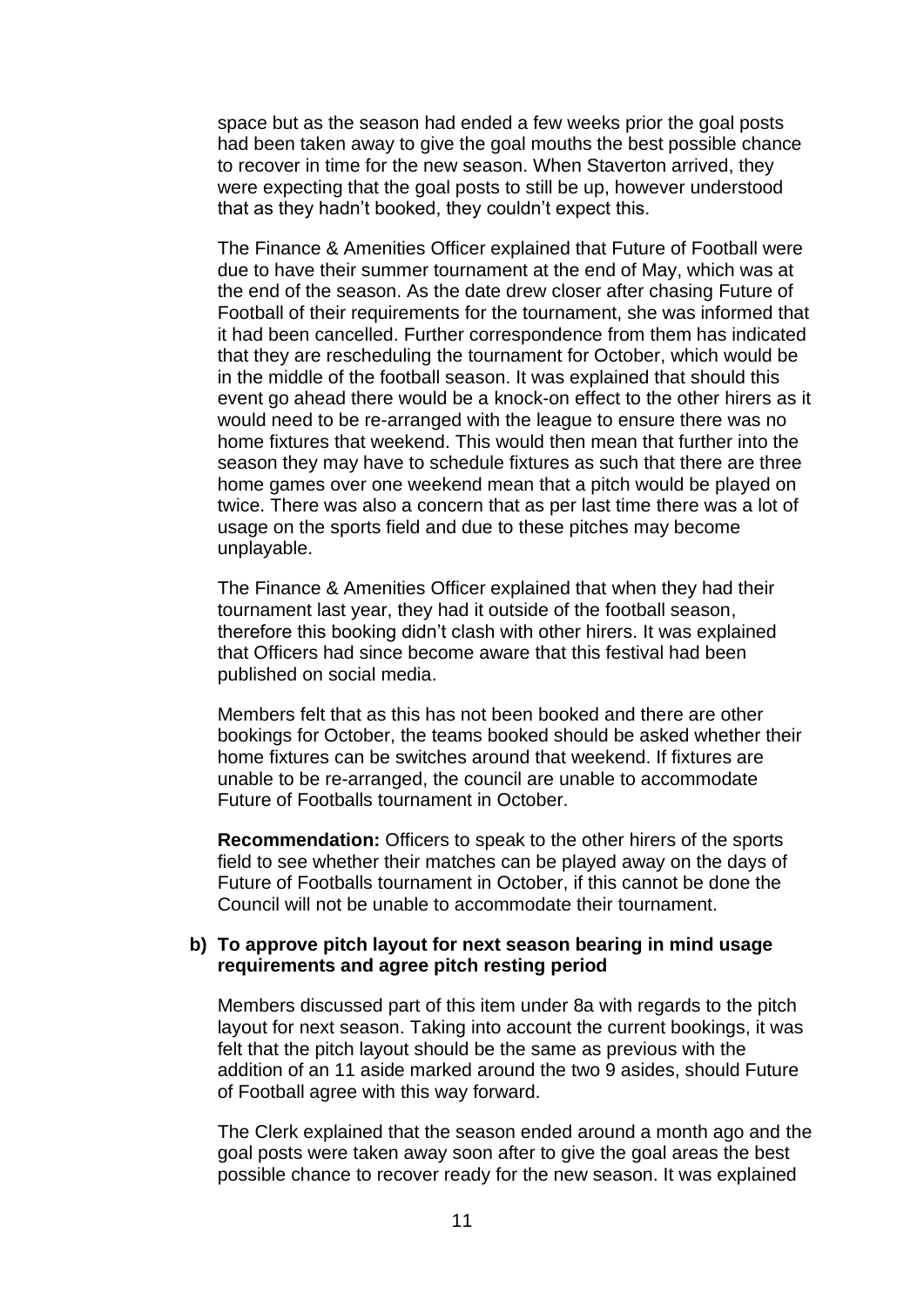space but as the season had ended a few weeks prior the goal posts had been taken away to give the goal mouths the best possible chance to recover in time for the new season. When Staverton arrived, they were expecting that the goal posts to still be up, however understood that as they hadn't booked, they couldn't expect this.

The Finance & Amenities Officer explained that Future of Football were due to have their summer tournament at the end of May, which was at the end of the season. As the date drew closer after chasing Future of Football of their requirements for the tournament, she was informed that it had been cancelled. Further correspondence from them has indicated that they are rescheduling the tournament for October, which would be in the middle of the football season. It was explained that should this event go ahead there would be a knock-on effect to the other hirers as it would need to be re-arranged with the league to ensure there was no home fixtures that weekend. This would then mean that further into the season they may have to schedule fixtures as such that there are three home games over one weekend mean that a pitch would be played on twice. There was also a concern that as per last time there was a lot of usage on the sports field and due to these pitches may become unplayable.

The Finance & Amenities Officer explained that when they had their tournament last year, they had it outside of the football season, therefore this booking didn't clash with other hirers. It was explained that Officers had since become aware that this festival had been published on social media.

Members felt that as this has not been booked and there are other bookings for October, the teams booked should be asked whether their home fixtures can be switches around that weekend. If fixtures are unable to be re-arranged, the council are unable to accommodate Future of Footballs tournament in October.

**Recommendation:** Officers to speak to the other hirers of the sports field to see whether their matches can be played away on the days of Future of Footballs tournament in October, if this cannot be done the Council will not be unable to accommodate their tournament.

**b) To approve pitch layout for next season bearing in mind usage requirements and agree pitch resting period**

Members discussed part of this item under 8a with regards to the pitch layout for next season. Taking into account the current bookings, it was felt that the pitch layout should be the same as previous with the addition of an 11 aside marked around the two 9 asides, should Future of Football agree with this way forward.

The Clerk explained that the season ended around a month ago and the goal posts were taken away soon after to give the goal areas the best possible chance to recover ready for the new season. It was explained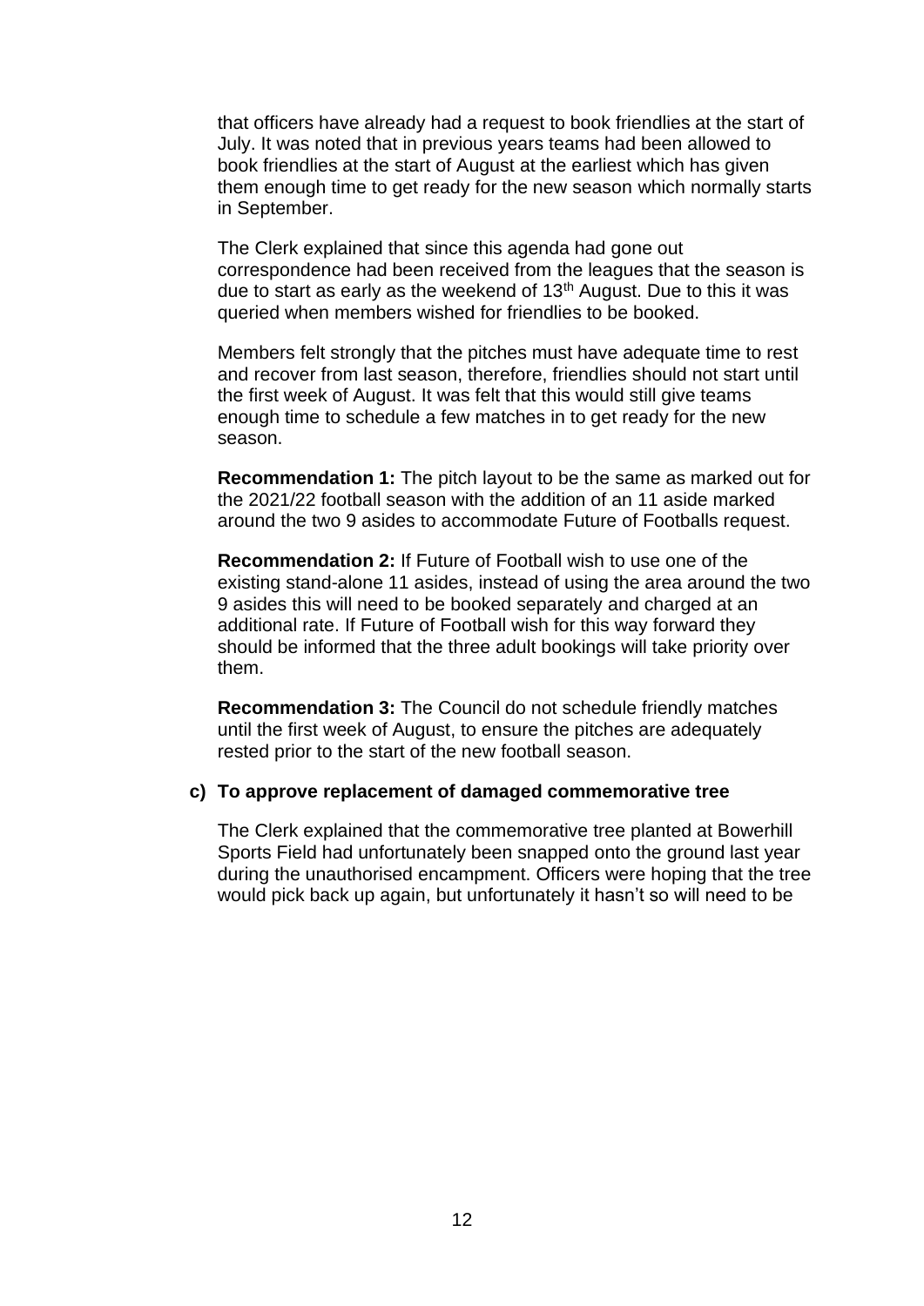that officers have already had a request to book friendlies at the start of July. It was noted that in previous years teams had been allowed to book friendlies at the start of August at the earliest which has given them enough time to get ready for the new season which normally starts in September.

The Clerk explained that since this agenda had gone out correspondence had been received from the leagues that the season is due to start as early as the weekend of 13th August. Due to this it was queried when members wished for friendlies to be booked.

Members felt strongly that the pitches must have adequate time to rest and recover from last season, therefore, friendlies should not start until the first week of August. It was felt that this would still give teams enough time to schedule a few matches in to get ready for the new season.

**Recommendation 1:** The pitch layout to be the same as marked out for the 2021/22 football season with the addition of an 11 aside marked around the two 9 asides to accommodate Future of Footballs request.

**Recommendation 2:** If Future of Football wish to use one of the existing stand-alone 11 asides, instead of using the area around the two 9 asides this will need to be booked separately and charged at an additional rate. If Future of Football wish for this way forward they should be informed that the three adult bookings will take priority over them.

**Recommendation 3:** The Council do not schedule friendly matches until the first week of August, to ensure the pitches are adequately rested prior to the start of the new football season.

**c) To approve replacement of damaged commemorative tree**

The Clerk explained that the commemorative tree planted at Bowerhill Sports Field had unfortunately been snapped onto the ground last year during the unauthorised encampment. Officers were hoping that the tree would pick back up again, but unfortunately it hasn't so will need to be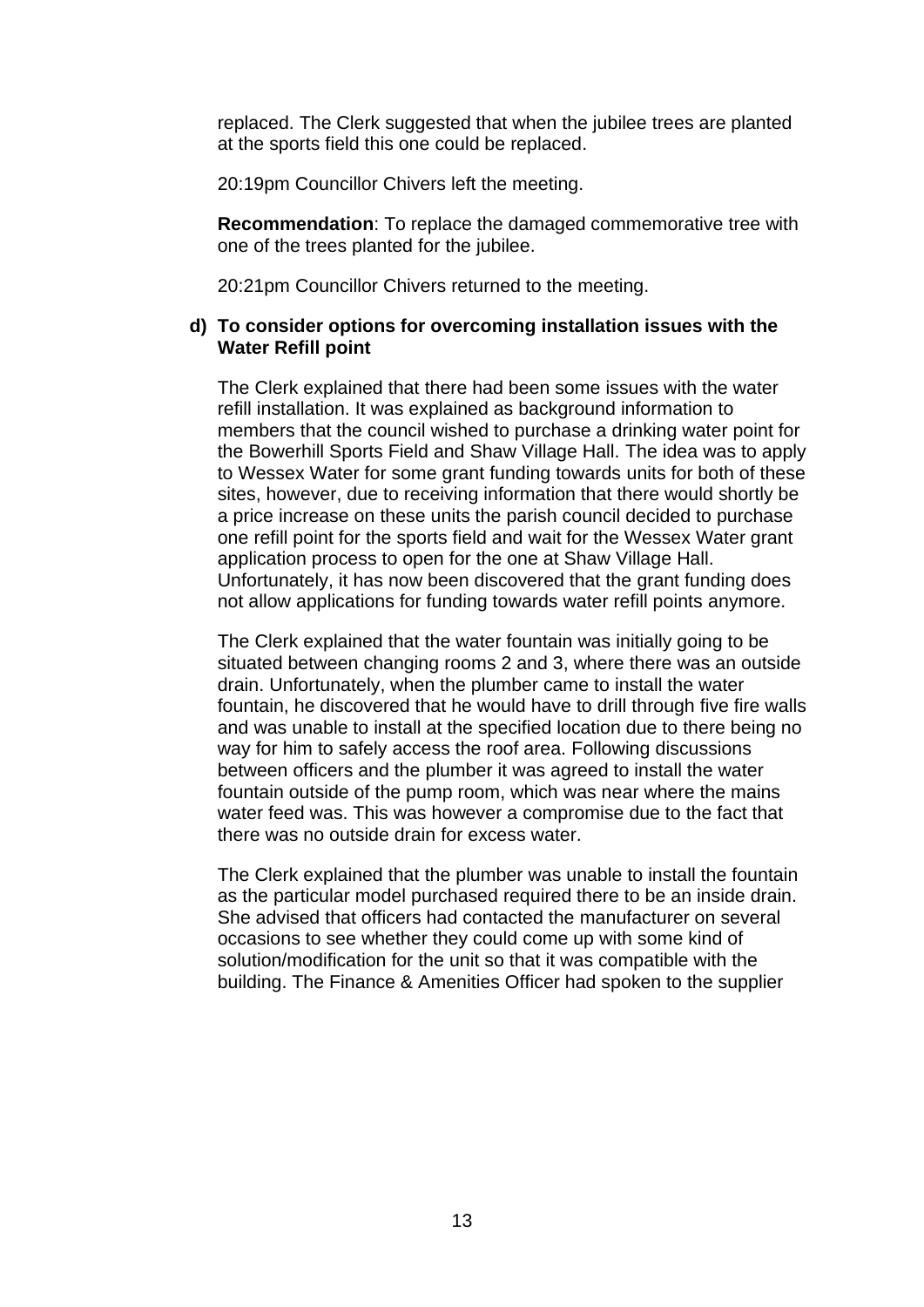replaced. The Clerk suggested that when the jubilee trees are planted at the sports field this one could be replaced.

20:19pm Councillor Chivers left the meeting.

**Recommendation**: To replace the damaged commemorative tree with one of the trees planted for the jubilee.

20:21pm Councillor Chivers returned to the meeting.

**d) To consider options for overcoming installation issues with the Water Refill point**

The Clerk explained that there had been some issues with the water refill installation. It was explained as background information to members that the council wished to purchase a drinking water point for the Bowerhill Sports Field and Shaw Village Hall. The idea was to apply to Wessex Water for some grant funding towards units for both of these sites, however, due to receiving information that there would shortly be a price increase on these units the parish council decided to purchase one refill point for the sports field and wait for the Wessex Water grant application process to open for the one at Shaw Village Hall. Unfortunately, it has now been discovered that the grant funding does not allow applications for funding towards water refill points anymore.

The Clerk explained that the water fountain was initially going to be situated between changing rooms 2 and 3, where there was an outside drain. Unfortunately, when the plumber came to install the water fountain, he discovered that he would have to drill through five fire walls and was unable to install at the specified location due to there being no way for him to safely access the roof area. Following discussions between officers and the plumber it was agreed to install the water fountain outside of the pump room, which was near where the mains water feed was. This was however a compromise due to the fact that there was no outside drain for excess water.

The Clerk explained that the plumber was unable to install the fountain as the particular model purchased required there to be an inside drain. She advised that officers had contacted the manufacturer on several occasions to see whether they could come up with some kind of solution/modification for the unit so that it was compatible with the building. The Finance & Amenities Officer had spoken to the supplier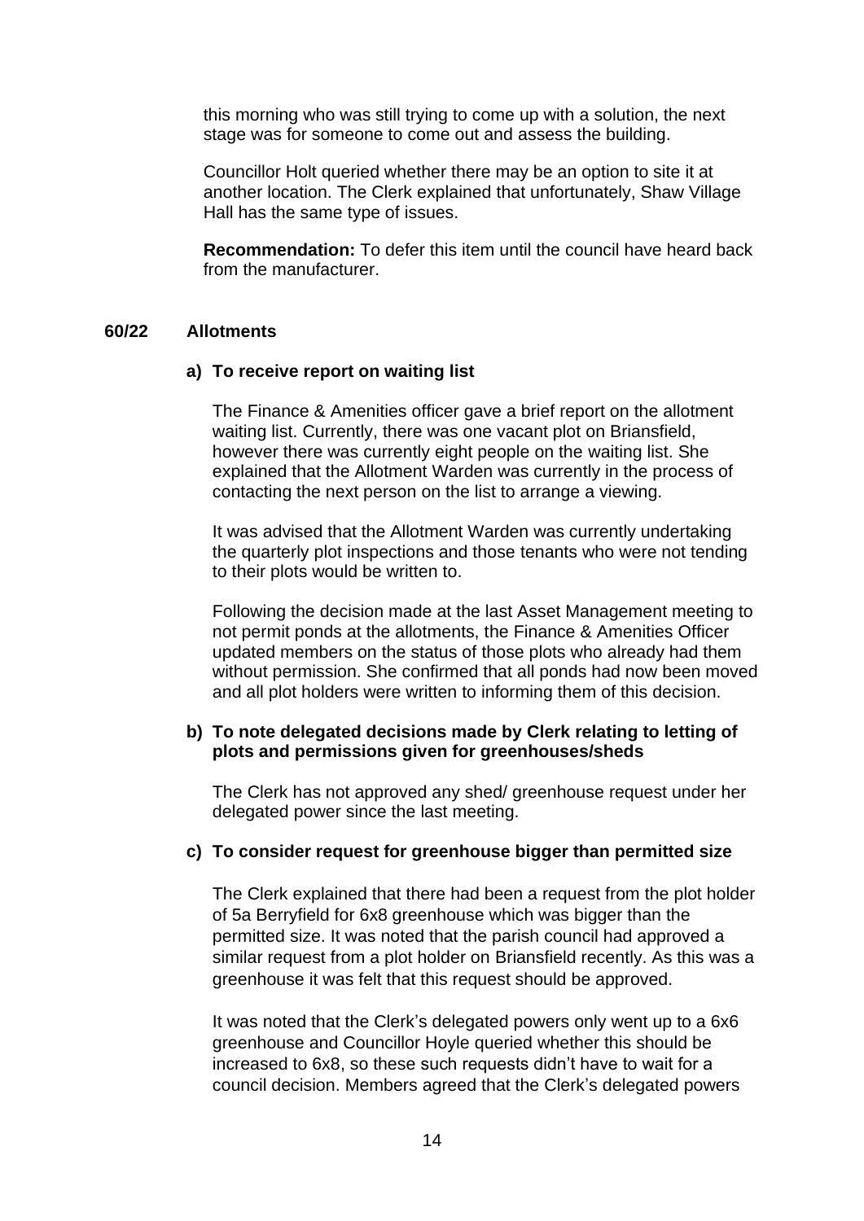this morning who was still trying to come up with a solution, the next stage was for someone to come out and assess the building.

Councillor Holt queried whether there may be an option to site it at another location. The Clerk explained that unfortunately, Shaw Village Hall has the same type of issues.

**Recommendation:** To defer this item until the council have heard back from the manufacturer.

## 60/22 Allotments

### a) To receive report on waiting list

The Finance & Amenities officer gave a brief report on the allotment waiting list. Currently, there was one vacant plot on Briansfield, however there was currently eight people on the waiting list. She explained that the Allotment Warden was currently in the process of contacting the next person on the list to arrange a viewing.

It was advised that the Allotment Warden was currently undertaking the quarterly plot inspections and those tenants who were not tending to their plots would be written to.

Following the decision made at the last Asset Management meeting to not permit ponds at the allotments, the Finance & Amenities Officer updated members on the status of those plots who already had them without permission. She confirmed that all ponds had now been moved and all plot holders were written to informing them of this decision.

### b) To note delegated decisions made by Clerk relating to letting of plots and permissions given for greenhouses/sheds

The Clerk has not approved any shed/ greenhouse request under her delegated power since the last meeting.

### c) To consider request for greenhouse bigger than permitted size

The Clerk explained that there had been a request from the plot holder of 5a Berryfield for 6x8 greenhouse which was bigger than the permitted size. It was noted that the parish council had approved a similar request from a plot holder on Briansfield recently. As this was a greenhouse it was felt that this request should be approved.

It was noted that the Clerk's delegated powers only went up to a 6x6 greenhouse and Councillor Hoyle queried whether this should be increased to 6x8, so these such requests didn't have to wait for a council decision. Members agreed that the Clerk's delegated powers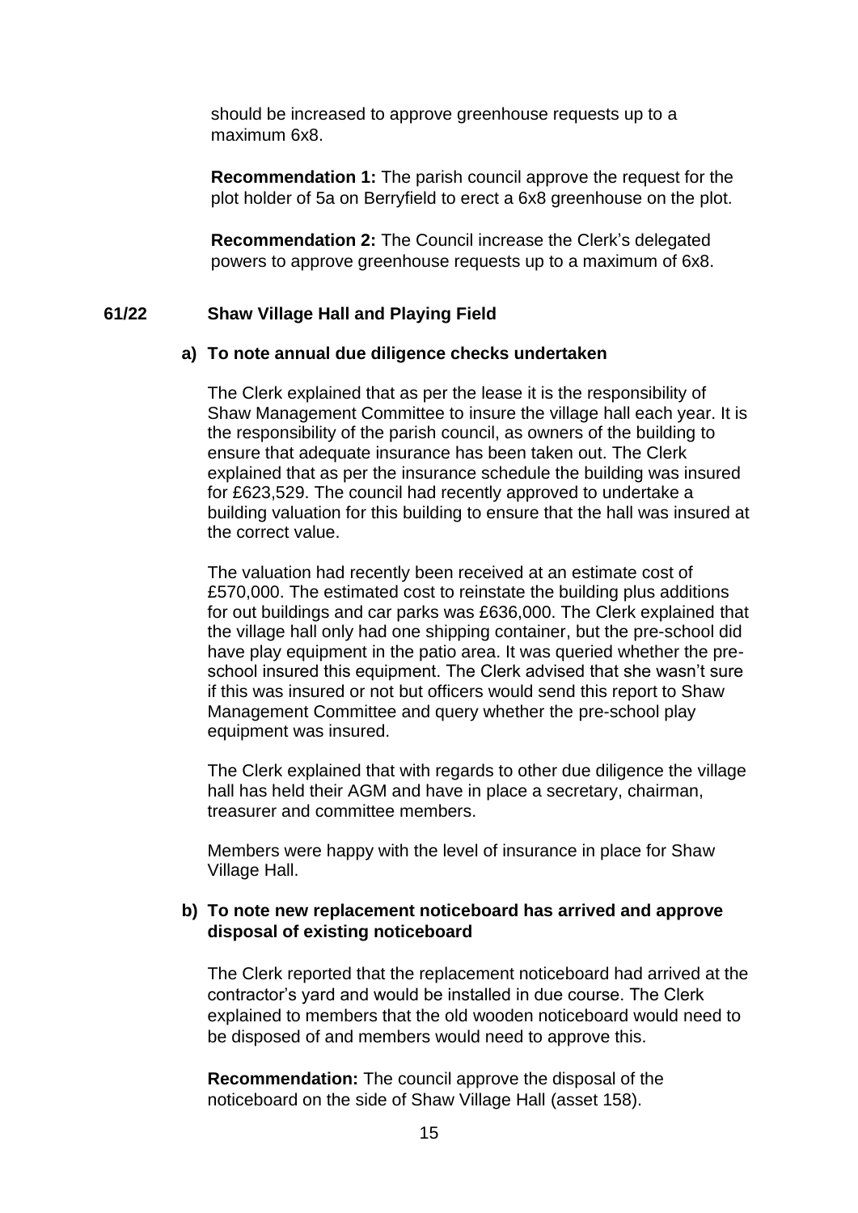should be increased to approve greenhouse requests up to a maximum 6x8.

**Recommendation 1:** The parish council approve the request for the plot holder of 5a on Berryfield to erect a 6x8 greenhouse on the plot.

**Recommendation 2:** The Council increase the Clerk's delegated powers to approve greenhouse requests up to a maximum of 6x8.

## 61/22 Shaw Village Hall and Playing Field

### a) To note annual due diligence checks undertaken

The Clerk explained that as per the lease it is the responsibility of Shaw Management Committee to insure the village hall each year. It is the responsibility of the parish council, as owners of the building to ensure that adequate insurance has been taken out. The Clerk explained that as per the insurance schedule the building was insured for £623,529. The council had recently approved to undertake a building valuation for this building to ensure that the hall was insured at the correct value.

The valuation had recently been received at an estimate cost of £570,000. The estimated cost to reinstate the building plus additions for out buildings and car parks was £636,000. The Clerk explained that the village hall only had one shipping container, but the pre-school did have play equipment in the patio area. It was queried whether the pre-school insured this equipment. The Clerk advised that she wasn't sure if this was insured or not but officers would send this report to Shaw Management Committee and query whether the pre-school play equipment was insured.

The Clerk explained that with regards to other due diligence the village hall has held their AGM and have in place a secretary, chairman, treasurer and committee members.

Members were happy with the level of insurance in place for Shaw Village Hall.

### b) To note new replacement noticeboard has arrived and approve disposal of existing noticeboard

The Clerk reported that the replacement noticeboard had arrived at the contractor's yard and would be installed in due course. The Clerk explained to members that the old wooden noticeboard would need to be disposed of and members would need to approve this.

**Recommendation:** The council approve the disposal of the noticeboard on the side of Shaw Village Hall (asset 158).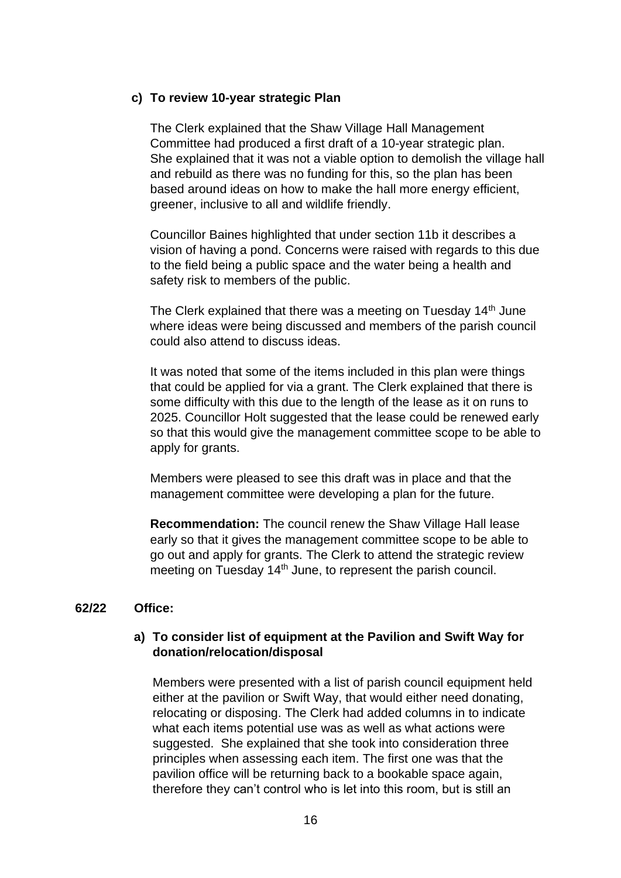**c) To review 10-year strategic Plan**

The Clerk explained that the Shaw Village Hall Management Committee had produced a first draft of a 10-year strategic plan. She explained that it was not a viable option to demolish the village hall and rebuild as there was no funding for this, so the plan has been based around ideas on how to make the hall more energy efficient, greener, inclusive to all and wildlife friendly.

Councillor Baines highlighted that under section 11b it describes a vision of having a pond. Concerns were raised with regards to this due to the field being a public space and the water being a health and safety risk to members of the public.

The Clerk explained that there was a meeting on Tuesday 14th June where ideas were being discussed and members of the parish council could also attend to discuss ideas.

It was noted that some of the items included in this plan were things that could be applied for via a grant. The Clerk explained that there is some difficulty with this due to the length of the lease as it on runs to 2025. Councillor Holt suggested that the lease could be renewed early so that this would give the management committee scope to be able to apply for grants.

Members were pleased to see this draft was in place and that the management committee were developing a plan for the future.

**Recommendation:** The council renew the Shaw Village Hall lease early so that it gives the management committee scope to be able to go out and apply for grants. The Clerk to attend the strategic review meeting on Tuesday 14th June, to represent the parish council.

**62/22 Office:**

**a) To consider list of equipment at the Pavilion and Swift Way for donation/relocation/disposal**

Members were presented with a list of parish council equipment held either at the pavilion or Swift Way, that would either need donating, relocating or disposing. The Clerk had added columns in to indicate what each items potential use was as well as what actions were suggested. She explained that she took into consideration three principles when assessing each item. The first one was that the pavilion office will be returning back to a bookable space again, therefore they can't control who is let into this room, but is still an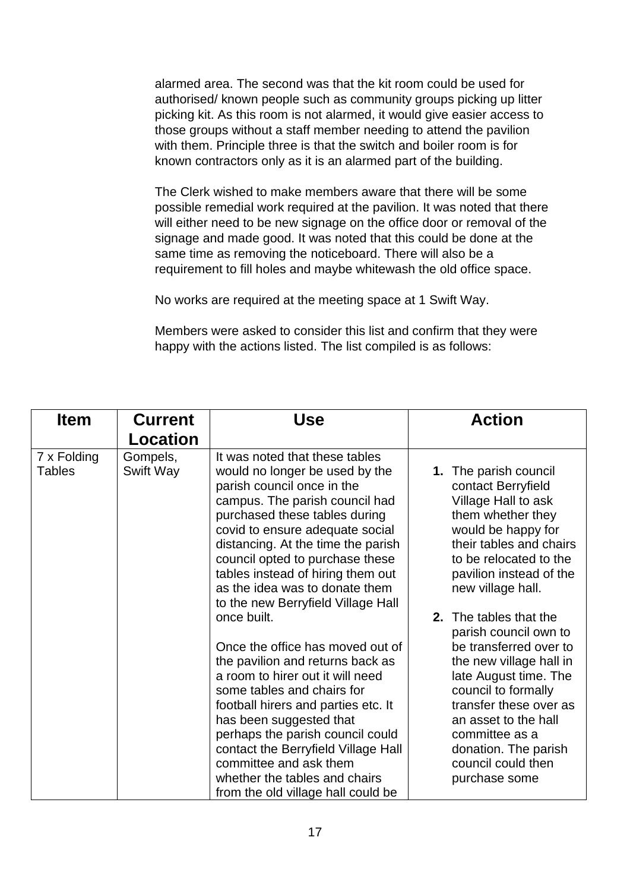alarmed area. The second was that the kit room could be used for authorised/ known people such as community groups picking up litter picking kit. As this room is not alarmed, it would give easier access to those groups without a staff member needing to attend the pavilion with them. Principle three is that the switch and boiler room is for known contractors only as it is an alarmed part of the building.

The Clerk wished to make members aware that there will be some possible remedial work required at the pavilion. It was noted that there will either need to be new signage on the office door or removal of the signage and made good. It was noted that this could be done at the same time as removing the noticeboard. There will also be a requirement to fill holes and maybe whitewash the old office space.

No works are required at the meeting space at 1 Swift Way.

Members were asked to consider this list and confirm that they were happy with the actions listed. The list compiled is as follows:

| Item | Current Location | Use | Action |
|---|---|---|---|
| 7 x Folding Tables | Gompels, Swift Way | It was noted that these tables would no longer be used by the parish council once in the campus. The parish council had purchased these tables during covid to ensure adequate social distancing. At the time the parish council opted to purchase these tables instead of hiring them out as the idea was to donate them to the new Berryfield Village Hall once built.<br><br>Once the office has moved out of the pavilion and returns back as a room to hirer out it will need some tables and chairs for football hirers and parties etc. It has been suggested that perhaps the parish council could contact the Berryfield Village Hall committee and ask them whether the tables and chairs from the old village hall could be | **1.** The parish council contact Berryfield Village Hall to ask them whether they would be happy for their tables and chairs to be relocated to the pavilion instead of the new village hall.<br><br>**2.** The tables that the parish council own to be transferred over to the new village hall in late August time. The council to formally transfer these over as an asset to the hall committee as a donation. The parish council could then purchase some |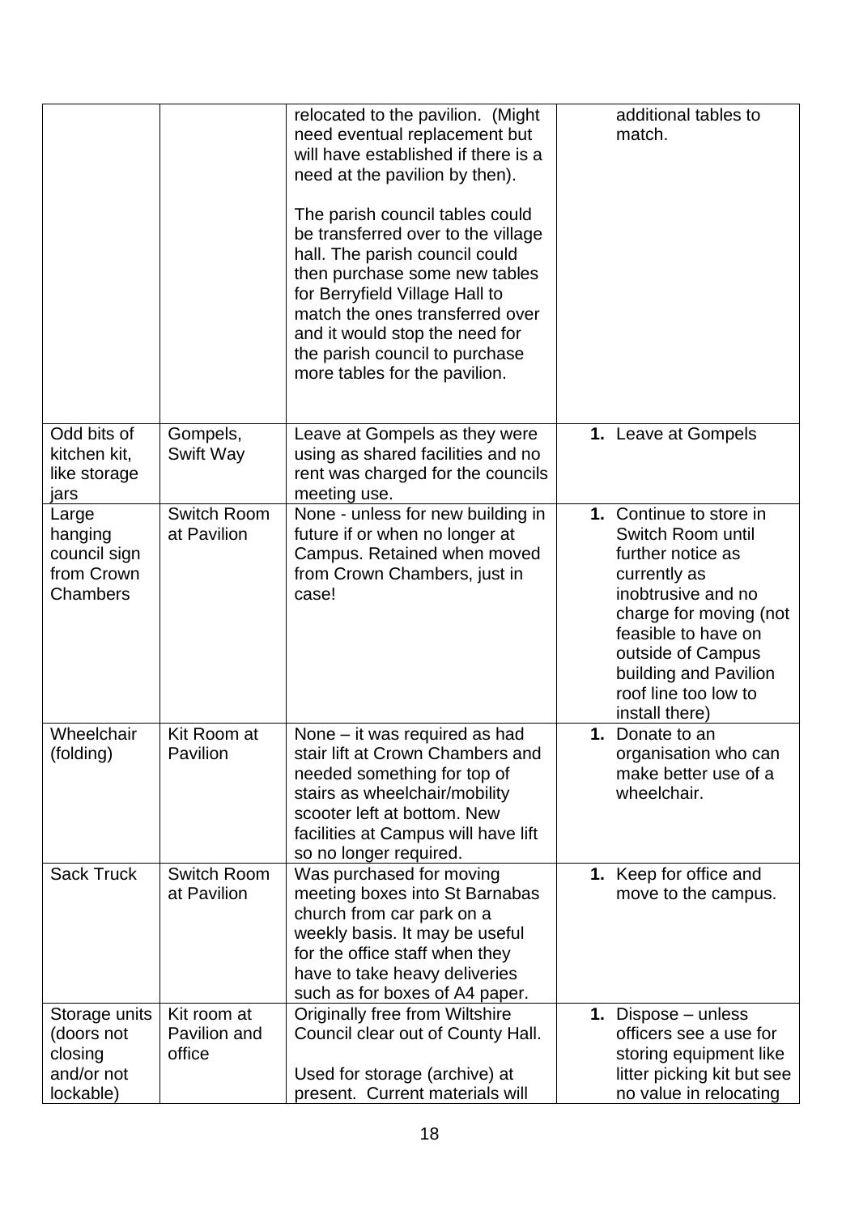| | | | |
|---|---|---|---|
| | | relocated to the pavilion. (Might need eventual replacement but will have established if there is a need at the pavilion by then).<br><br>The parish council tables could be transferred over to the village hall. The parish council could then purchase some new tables for Berryfield Village Hall to match the ones transferred over and it would stop the need for the parish council to purchase more tables for the pavilion. | additional tables to match. |
| Odd bits of kitchen kit, like storage jars | Gompels, Swift Way | Leave at Gompels as they were using as shared facilities and no rent was charged for the councils meeting use. | **1.** Leave at Gompels |
| Large hanging council sign from Crown Chambers | Switch Room at Pavilion | None - unless for new building in future if or when no longer at Campus. Retained when moved from Crown Chambers, just in case! | **1.** Continue to store in Switch Room until further notice as currently as inobtrusive and no charge for moving (not feasible to have on outside of Campus building and Pavilion roof line too low to install there) |
| Wheelchair (folding) | Kit Room at Pavilion | None – it was required as had stair lift at Crown Chambers and needed something for top of stairs as wheelchair/mobility scooter left at bottom. New facilities at Campus will have lift so no longer required. | **1.** Donate to an organisation who can make better use of a wheelchair. |
| Sack Truck | Switch Room at Pavilion | Was purchased for moving meeting boxes into St Barnabas church from car park on a weekly basis. It may be useful for the office staff when they have to take heavy deliveries such as for boxes of A4 paper. | **1.** Keep for office and move to the campus. |
| Storage units (doors not closing and/or not lockable) | Kit room at Pavilion and office | Originally free from Wiltshire Council clear out of County Hall.<br><br>Used for storage (archive) at present. Current materials will | **1.** Dispose – unless officers see a use for storing equipment like litter picking kit but see no value in relocating |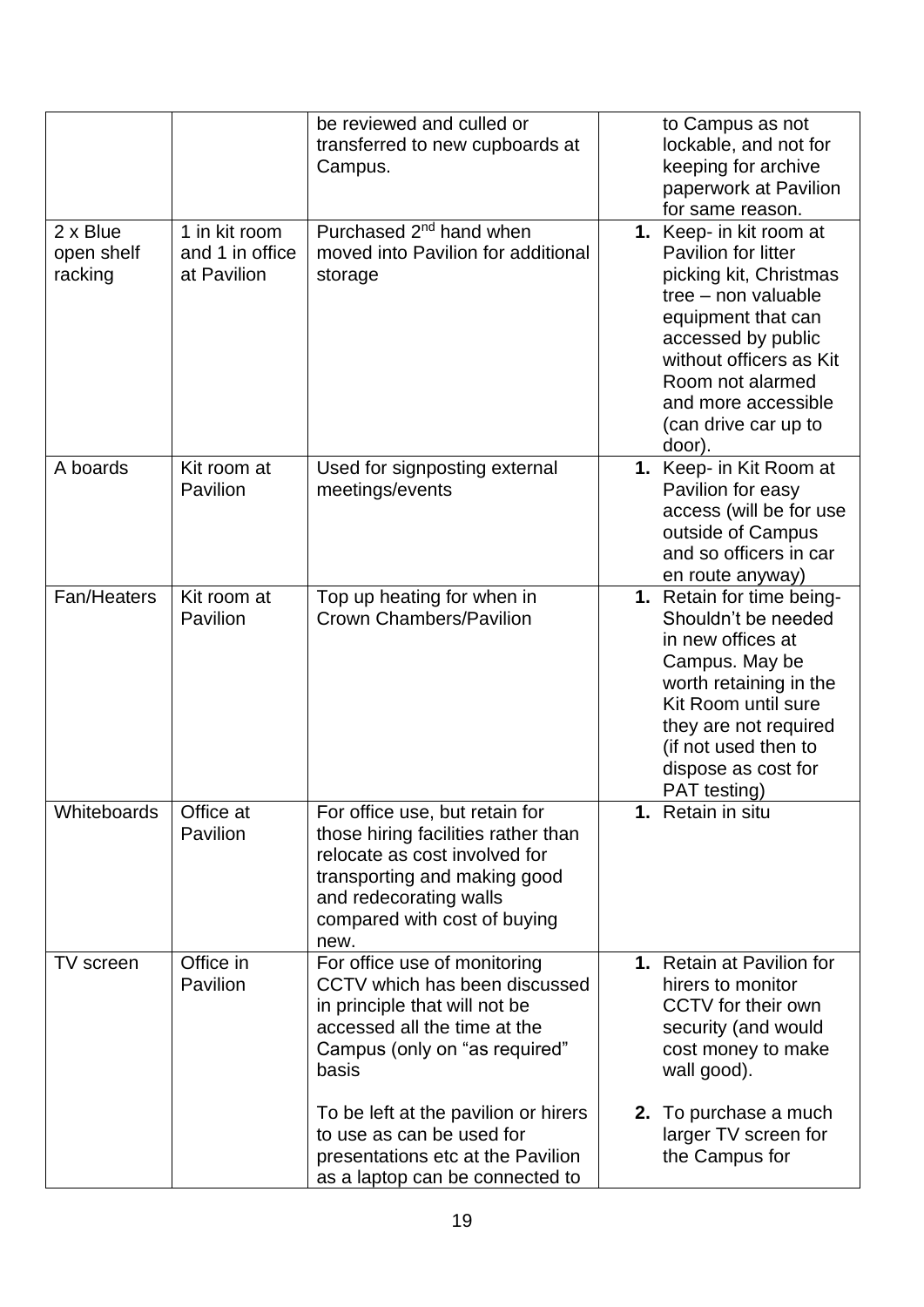| | | | |
|---|---|---|---|
| | | be reviewed and culled or transferred to new cupboards at Campus. | to Campus as not lockable, and not for keeping for archive paperwork at Pavilion for same reason. |
| 2 x Blue open shelf racking | 1 in kit room and 1 in office at Pavilion | Purchased 2nd hand when moved into Pavilion for additional storage | **1.** Keep- in kit room at Pavilion for litter picking kit, Christmas tree – non valuable equipment that can accessed by public without officers as Kit Room not alarmed and more accessible (can drive car up to door). |
| A boards | Kit room at Pavilion | Used for signposting external meetings/events | **1.** Keep- in Kit Room at Pavilion for easy access (will be for use outside of Campus and so officers in car en route anyway) |
| Fan/Heaters | Kit room at Pavilion | Top up heating for when in Crown Chambers/Pavilion | **1.** Retain for time being- Shouldn't be needed in new offices at Campus. May be worth retaining in the Kit Room until sure they are not required (if not used then to dispose as cost for PAT testing) |
| Whiteboards | Office at Pavilion | For office use, but retain for those hiring facilities rather than relocate as cost involved for transporting and making good and redecorating walls compared with cost of buying new. | **1.** Retain in situ |
| TV screen | Office in Pavilion | For office use of monitoring CCTV which has been discussed in principle that will not be accessed all the time at the Campus (only on "as required" basis<br><br>To be left at the pavilion or hirers to use as can be used for presentations etc at the Pavilion as a laptop can be connected to | **1.** Retain at Pavilion for hirers to monitor CCTV for their own security (and would cost money to make wall good).<br><br>**2.** To purchase a much larger TV screen for the Campus for |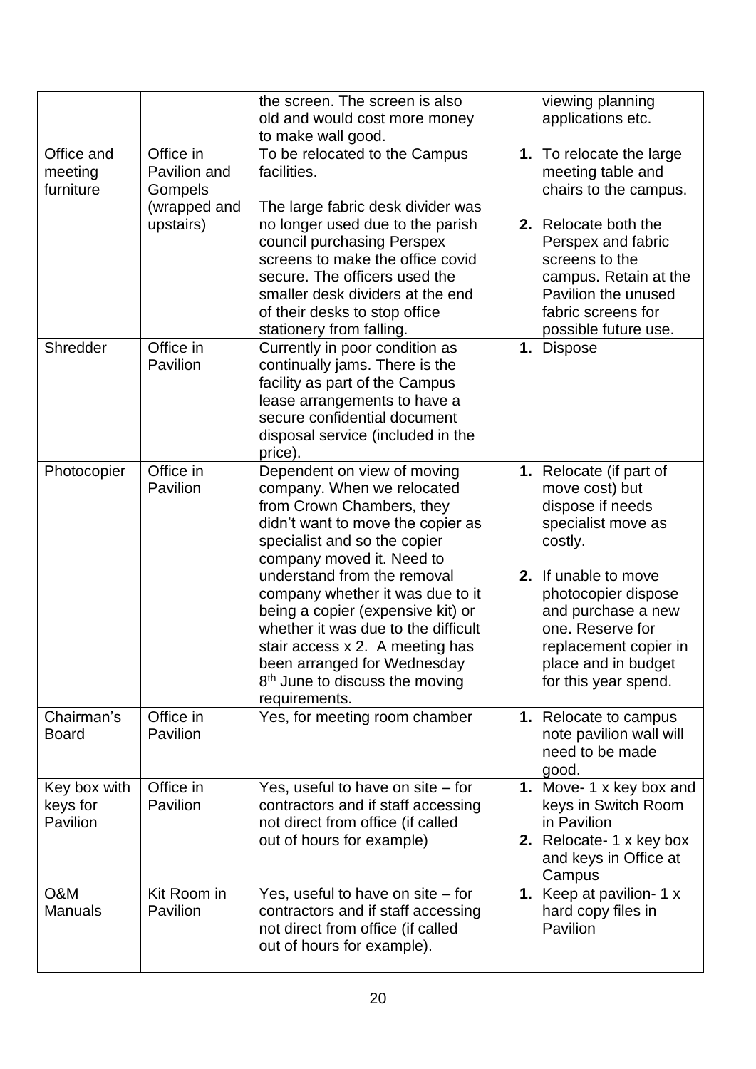| | | the screen. The screen is also old and would cost more money to make wall good. | viewing planning applications etc. |
|---|---|---|---|
| Office and meeting furniture | Office in Pavilion and Gompels (wrapped and upstairs) | To be relocated to the Campus facilities.<br><br>The large fabric desk divider was no longer used due to the parish council purchasing Perspex screens to make the office covid secure. The officers used the smaller desk dividers at the end of their desks to stop office stationery from falling. | **1.** To relocate the large meeting table and chairs to the campus.<br><br>**2.** Relocate both the Perspex and fabric screens to the campus. Retain at the Pavilion the unused fabric screens for possible future use. |
| Shredder | Office in Pavilion | Currently in poor condition as continually jams. There is the facility as part of the Campus lease arrangements to have a secure confidential document disposal service (included in the price). | **1.** Dispose |
| Photocopier | Office in Pavilion | Dependent on view of moving company. When we relocated from Crown Chambers, they didn't want to move the copier as specialist and so the copier company moved it. Need to understand from the removal company whether it was due to it being a copier (expensive kit) or whether it was due to the difficult stair access x 2. A meeting has been arranged for Wednesday 8th June to discuss the moving requirements. | **1.** Relocate (if part of move cost) but dispose if needs specialist move as costly.<br><br>**2.** If unable to move photocopier dispose and purchase a new one. Reserve for replacement copier in place and in budget for this year spend. |
| Chairman's Board | Office in Pavilion | Yes, for meeting room chamber | **1.** Relocate to campus note pavilion wall will need to be made good. |
| Key box with keys for Pavilion | Office in Pavilion | Yes, useful to have on site – for contractors and if staff accessing not direct from office (if called out of hours for example) | **1.** Move- 1 x key box and keys in Switch Room in Pavilion<br>**2.** Relocate- 1 x key box and keys in Office at Campus |
| O&M Manuals | Kit Room in Pavilion | Yes, useful to have on site – for contractors and if staff accessing not direct from office (if called out of hours for example). | **1.** Keep at pavilion- 1 x hard copy files in Pavilion |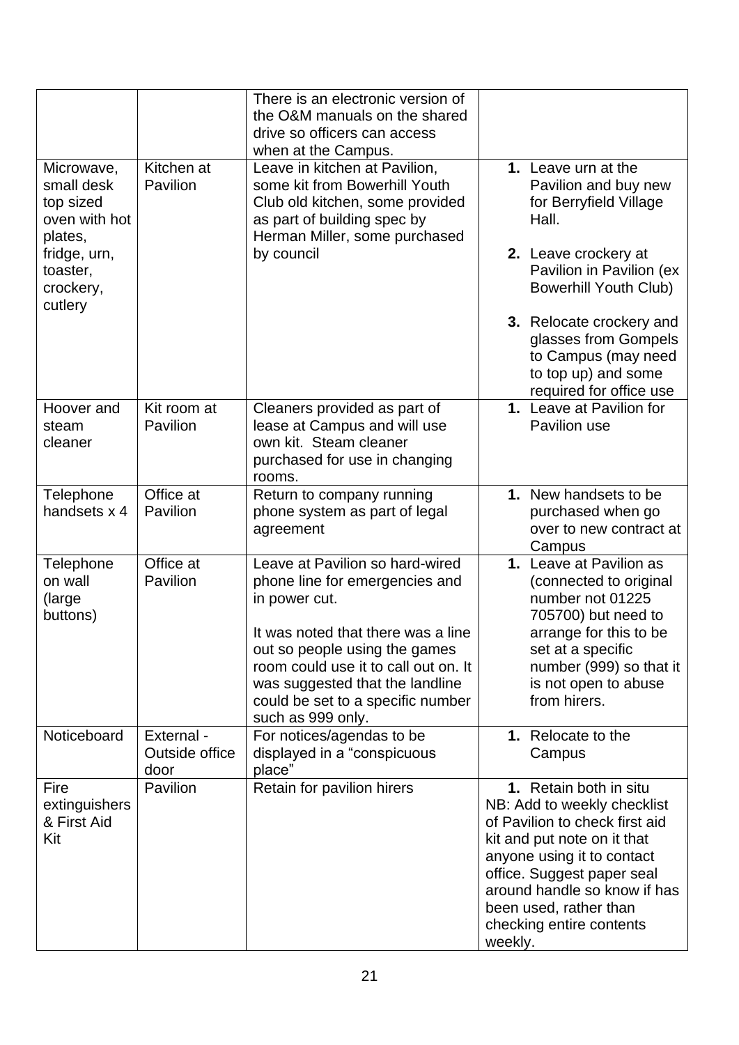| | | | |
|---|---|---|---|
| | | There is an electronic version of the O&M manuals on the shared drive so officers can access when at the Campus. | |
| Microwave, small desk top sized oven with hot plates, fridge, urn, toaster, crockery, cutlery | Kitchen at Pavilion | Leave in kitchen at Pavilion, some kit from Bowerhill Youth Club old kitchen, some provided as part of building spec by Herman Miller, some purchased by council | **1.** Leave urn at the Pavilion and buy new for Berryfield Village Hall. <br><br> **2.** Leave crockery at Pavilion in Pavilion (ex Bowerhill Youth Club) <br><br> **3.** Relocate crockery and glasses from Gompels to Campus (may need to top up) and some required for office use |
| Hoover and steam cleaner | Kit room at Pavilion | Cleaners provided as part of lease at Campus and will use own kit. Steam cleaner purchased for use in changing rooms. | **1.** Leave at Pavilion for Pavilion use |
| Telephone handsets x 4 | Office at Pavilion | Return to company running phone system as part of legal agreement | **1.** New handsets to be purchased when go over to new contract at Campus |
| Telephone on wall (large buttons) | Office at Pavilion | Leave at Pavilion so hard-wired phone line for emergencies and in power cut. <br><br> It was noted that there was a line out so people using the games room could use it to call out on. It was suggested that the landline could be set to a specific number such as 999 only. | **1.** Leave at Pavilion as (connected to original number not 01225 705700) but need to arrange for this to be set at a specific number (999) so that it is not open to abuse from hirers. |
| Noticeboard | External - Outside office door | For notices/agendas to be displayed in a "conspicuous place" | **1.** Relocate to the Campus |
| Fire extinguishers & First Aid Kit | Pavilion | Retain for pavilion hirers | **1.** Retain both in situ <br> NB: Add to weekly checklist of Pavilion to check first aid kit and put note on it that anyone using it to contact office. Suggest paper seal around handle so know if has been used, rather than checking entire contents weekly. |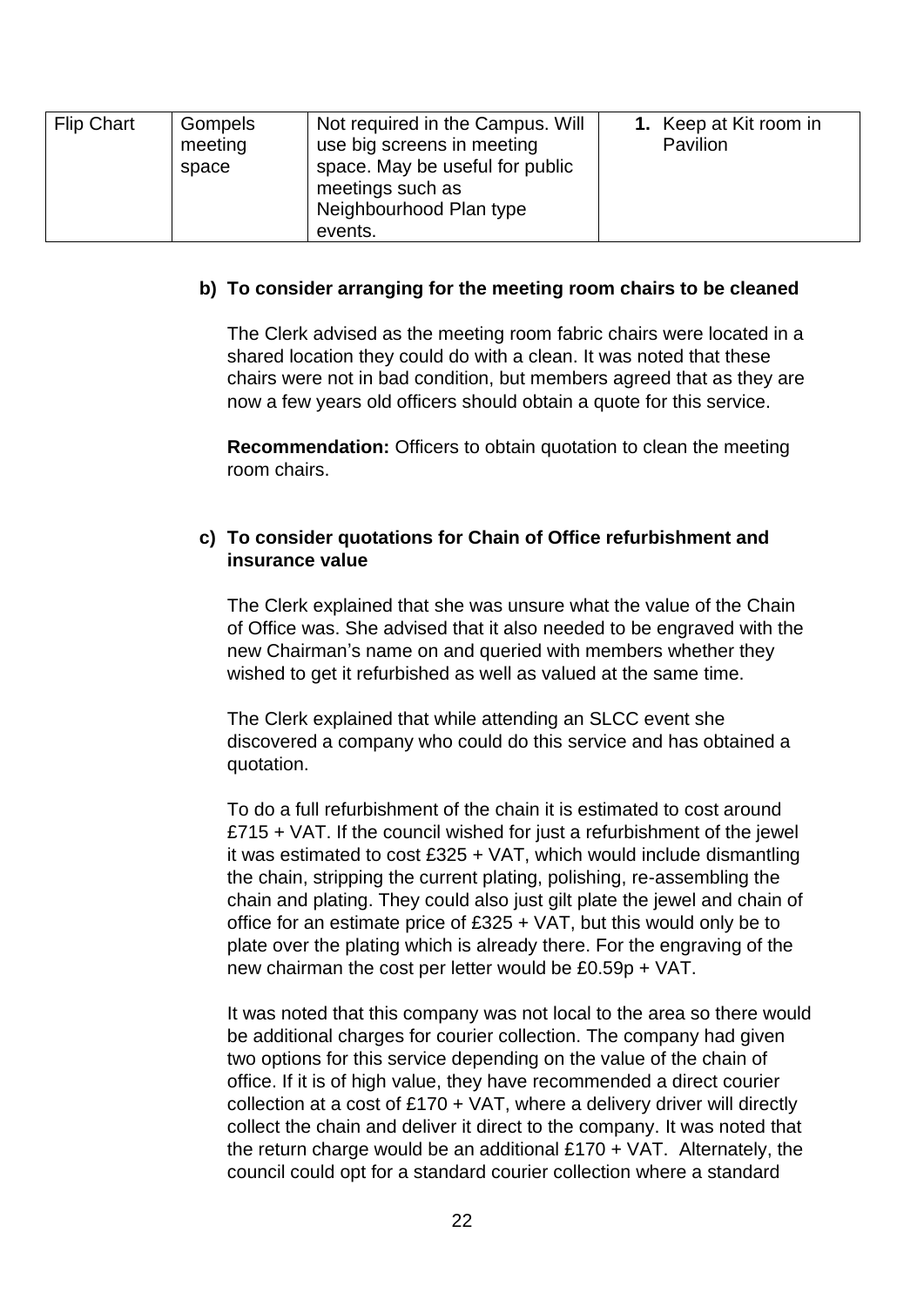| Flip Chart | Gompels meeting space | Not required in the Campus. Will use big screens in meeting space. May be useful for public meetings such as Neighbourhood Plan type events. | **1.** Keep at Kit room in Pavilion |
|---|---|---|---|

**b) To consider arranging for the meeting room chairs to be cleaned**

The Clerk advised as the meeting room fabric chairs were located in a shared location they could do with a clean. It was noted that these chairs were not in bad condition, but members agreed that as they are now a few years old officers should obtain a quote for this service.

**Recommendation:** Officers to obtain quotation to clean the meeting room chairs.

**c) To consider quotations for Chain of Office refurbishment and insurance value**

The Clerk explained that she was unsure what the value of the Chain of Office was. She advised that it also needed to be engraved with the new Chairman's name on and queried with members whether they wished to get it refurbished as well as valued at the same time.

The Clerk explained that while attending an SLCC event she discovered a company who could do this service and has obtained a quotation.

To do a full refurbishment of the chain it is estimated to cost around £715 + VAT. If the council wished for just a refurbishment of the jewel it was estimated to cost £325 + VAT, which would include dismantling the chain, stripping the current plating, polishing, re-assembling the chain and plating. They could also just gilt plate the jewel and chain of office for an estimate price of £325 + VAT, but this would only be to plate over the plating which is already there. For the engraving of the new chairman the cost per letter would be £0.59p + VAT.

It was noted that this company was not local to the area so there would be additional charges for courier collection. The company had given two options for this service depending on the value of the chain of office. If it is of high value, they have recommended a direct courier collection at a cost of £170 + VAT, where a delivery driver will directly collect the chain and deliver it direct to the company. It was noted that the return charge would be an additional £170 + VAT. Alternately, the council could opt for a standard courier collection where a standard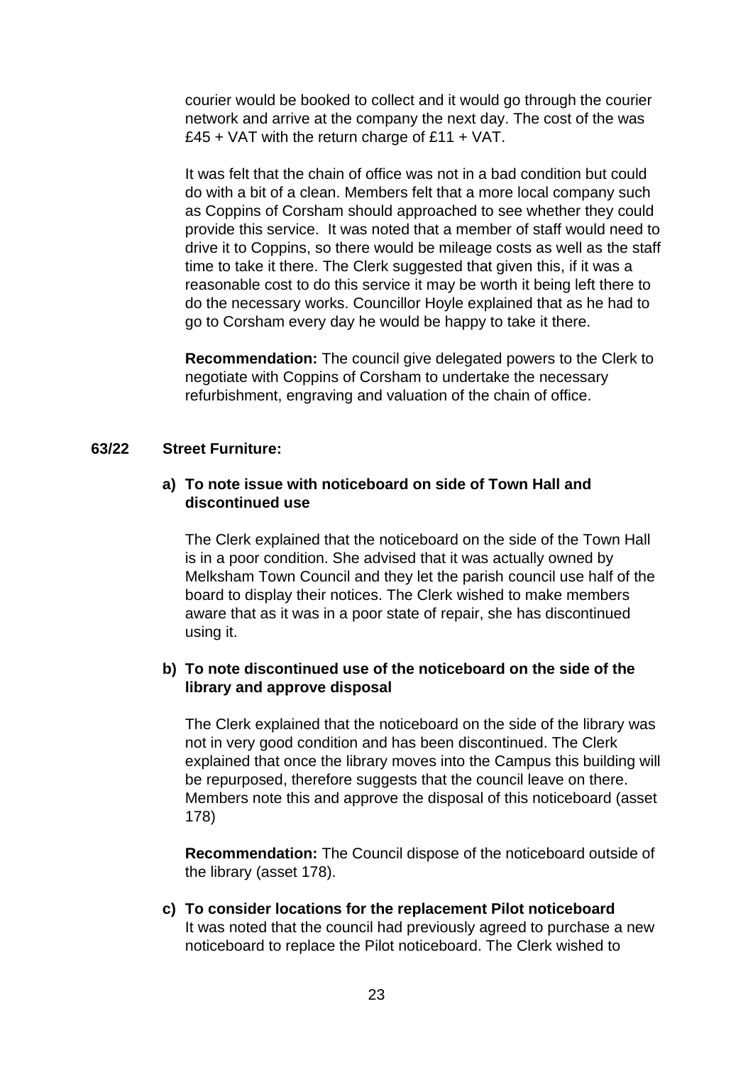courier would be booked to collect and it would go through the courier network and arrive at the company the next day. The cost of the was £45 + VAT with the return charge of £11 + VAT.

It was felt that the chain of office was not in a bad condition but could do with a bit of a clean. Members felt that a more local company such as Coppins of Corsham should approached to see whether they could provide this service. It was noted that a member of staff would need to drive it to Coppins, so there would be mileage costs as well as the staff time to take it there. The Clerk suggested that given this, if it was a reasonable cost to do this service it may be worth it being left there to do the necessary works. Councillor Hoyle explained that as he had to go to Corsham every day he would be happy to take it there.

**Recommendation:** The council give delegated powers to the Clerk to negotiate with Coppins of Corsham to undertake the necessary refurbishment, engraving and valuation of the chain of office.

**63/22 Street Furniture:**

**a) To note issue with noticeboard on side of Town Hall and discontinued use**

The Clerk explained that the noticeboard on the side of the Town Hall is in a poor condition. She advised that it was actually owned by Melksham Town Council and they let the parish council use half of the board to display their notices. The Clerk wished to make members aware that as it was in a poor state of repair, she has discontinued using it.

**b) To note discontinued use of the noticeboard on the side of the library and approve disposal**

The Clerk explained that the noticeboard on the side of the library was not in very good condition and has been discontinued. The Clerk explained that once the library moves into the Campus this building will be repurposed, therefore suggests that the council leave on there. Members note this and approve the disposal of this noticeboard (asset 178)

**Recommendation:** The Council dispose of the noticeboard outside of the library (asset 178).

**c) To consider locations for the replacement Pilot noticeboard**

It was noted that the council had previously agreed to purchase a new noticeboard to replace the Pilot noticeboard. The Clerk wished to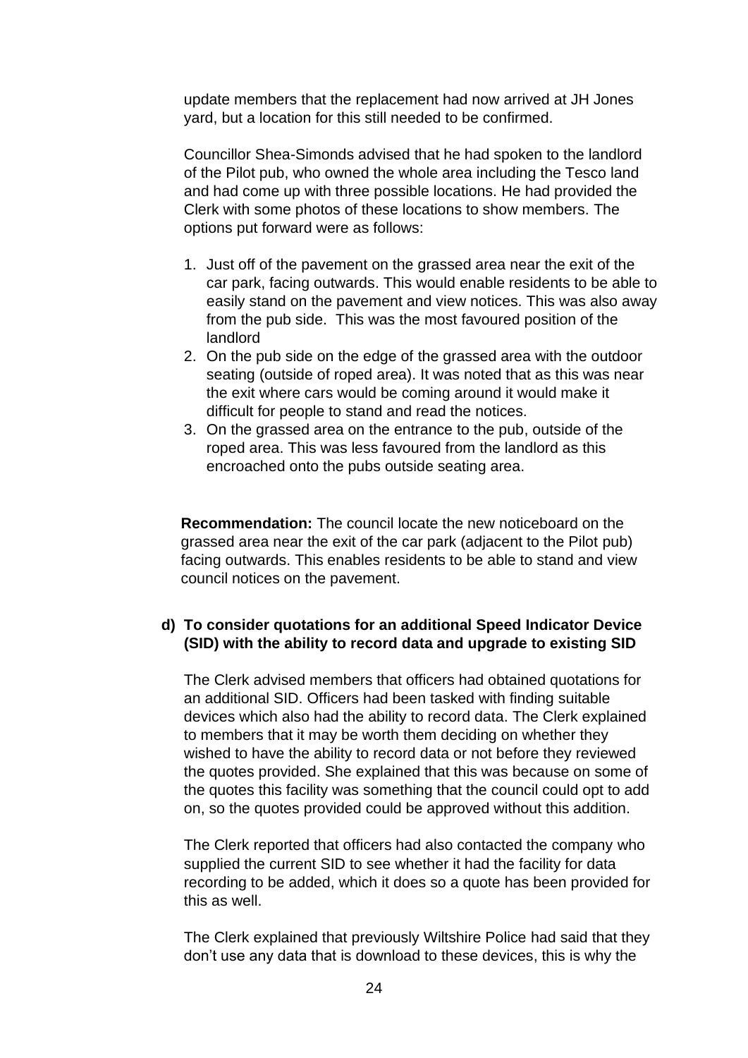update members that the replacement had now arrived at JH Jones yard, but a location for this still needed to be confirmed.

Councillor Shea-Simonds advised that he had spoken to the landlord of the Pilot pub, who owned the whole area including the Tesco land and had come up with three possible locations. He had provided the Clerk with some photos of these locations to show members. The options put forward were as follows:

1. Just off of the pavement on the grassed area near the exit of the car park, facing outwards. This would enable residents to be able to easily stand on the pavement and view notices. This was also away from the pub side. This was the most favoured position of the landlord
2. On the pub side on the edge of the grassed area with the outdoor seating (outside of roped area). It was noted that as this was near the exit where cars would be coming around it would make it difficult for people to stand and read the notices.
3. On the grassed area on the entrance to the pub, outside of the roped area. This was less favoured from the landlord as this encroached onto the pubs outside seating area.

**Recommendation:** The council locate the new noticeboard on the grassed area near the exit of the car park (adjacent to the Pilot pub) facing outwards. This enables residents to be able to stand and view council notices on the pavement.

**d) To consider quotations for an additional Speed Indicator Device (SID) with the ability to record data and upgrade to existing SID**

The Clerk advised members that officers had obtained quotations for an additional SID. Officers had been tasked with finding suitable devices which also had the ability to record data. The Clerk explained to members that it may be worth them deciding on whether they wished to have the ability to record data or not before they reviewed the quotes provided. She explained that this was because on some of the quotes this facility was something that the council could opt to add on, so the quotes provided could be approved without this addition.

The Clerk reported that officers had also contacted the company who supplied the current SID to see whether it had the facility for data recording to be added, which it does so a quote has been provided for this as well.

The Clerk explained that previously Wiltshire Police had said that they don't use any data that is download to these devices, this is why the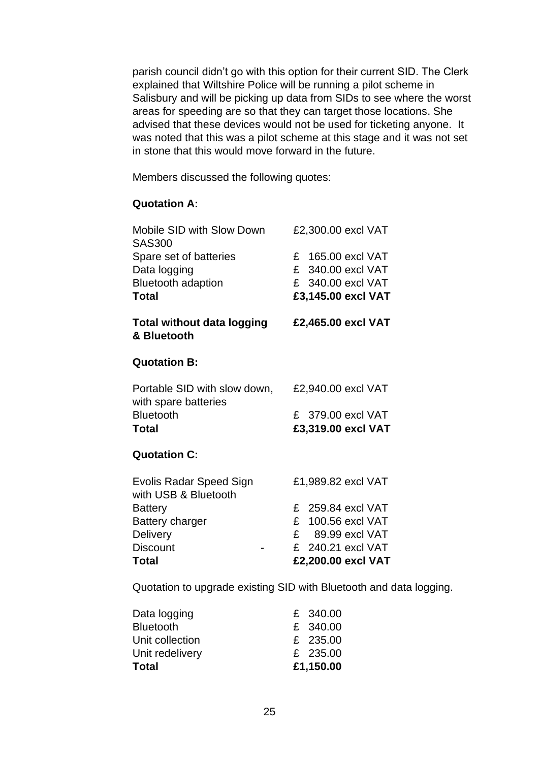parish council didn't go with this option for their current SID. The Clerk explained that Wiltshire Police will be running a pilot scheme in Salisbury and will be picking up data from SIDs to see where the worst areas for speeding are so that they can target those locations. She advised that these devices would not be used for ticketing anyone. It was noted that this was a pilot scheme at this stage and it was not set in stone that this would move forward in the future.

Members discussed the following quotes:

**Quotation A:**

| | |
|---|---|
| Mobile SID with Slow Down SAS300 | £2,300.00 excl VAT |
| Spare set of batteries | £ 165.00 excl VAT |
| Data logging | £ 340.00 excl VAT |
| Bluetooth adaption | £ 340.00 excl VAT |
| **Total** | **£3,145.00 excl VAT** |
| **Total without data logging & Bluetooth** | **£2,465.00 excl VAT** |

**Quotation B:**

| | |
|---|---|
| Portable SID with slow down, with spare batteries | £2,940.00 excl VAT |
| Bluetooth | £ 379.00 excl VAT |
| **Total** | **£3,319.00 excl VAT** |

**Quotation C:**

| | |
|---|---|
| Evolis Radar Speed Sign with USB & Bluetooth | £1,989.82 excl VAT |
| Battery | £ 259.84 excl VAT |
| Battery charger | £ 100.56 excl VAT |
| Delivery | £ 89.99 excl VAT |
| Discount - | £ 240.21 excl VAT |
| **Total** | **£2,200.00 excl VAT** |

Quotation to upgrade existing SID with Bluetooth and data logging.

| | |
|---|---|
| Data logging | £ 340.00 |
| Bluetooth | £ 340.00 |
| Unit collection | £ 235.00 |
| Unit redelivery | £ 235.00 |
| **Total** | **£1,150.00** |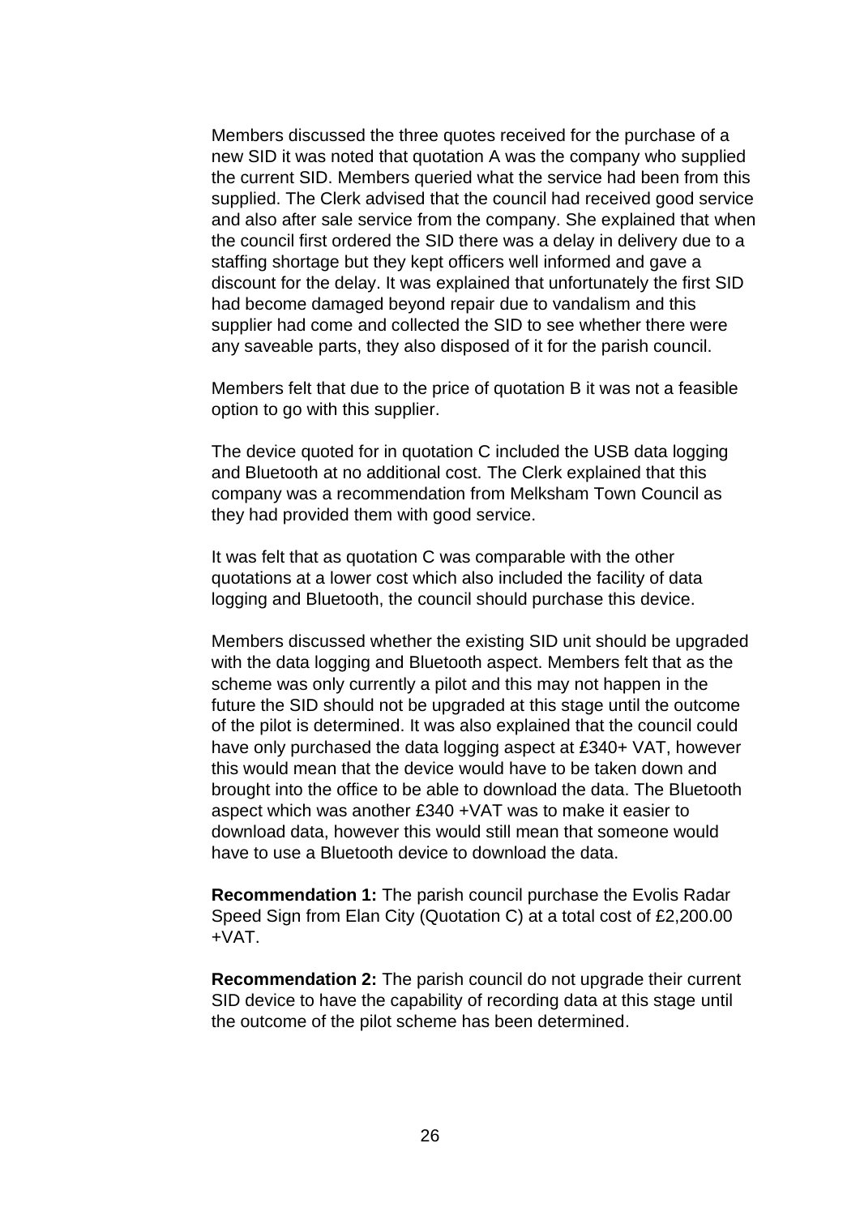Members discussed the three quotes received for the purchase of a new SID it was noted that quotation A was the company who supplied the current SID. Members queried what the service had been from this supplied. The Clerk advised that the council had received good service and also after sale service from the company. She explained that when the council first ordered the SID there was a delay in delivery due to a staffing shortage but they kept officers well informed and gave a discount for the delay. It was explained that unfortunately the first SID had become damaged beyond repair due to vandalism and this supplier had come and collected the SID to see whether there were any saveable parts, they also disposed of it for the parish council.

Members felt that due to the price of quotation B it was not a feasible option to go with this supplier.

The device quoted for in quotation C included the USB data logging and Bluetooth at no additional cost. The Clerk explained that this company was a recommendation from Melksham Town Council as they had provided them with good service.

It was felt that as quotation C was comparable with the other quotations at a lower cost which also included the facility of data logging and Bluetooth, the council should purchase this device.

Members discussed whether the existing SID unit should be upgraded with the data logging and Bluetooth aspect. Members felt that as the scheme was only currently a pilot and this may not happen in the future the SID should not be upgraded at this stage until the outcome of the pilot is determined. It was also explained that the council could have only purchased the data logging aspect at £340+ VAT, however this would mean that the device would have to be taken down and brought into the office to be able to download the data. The Bluetooth aspect which was another £340 +VAT was to make it easier to download data, however this would still mean that someone would have to use a Bluetooth device to download the data.

**Recommendation 1:** The parish council purchase the Evolis Radar Speed Sign from Elan City (Quotation C) at a total cost of £2,200.00 +VAT.

**Recommendation 2:** The parish council do not upgrade their current SID device to have the capability of recording data at this stage until the outcome of the pilot scheme has been determined.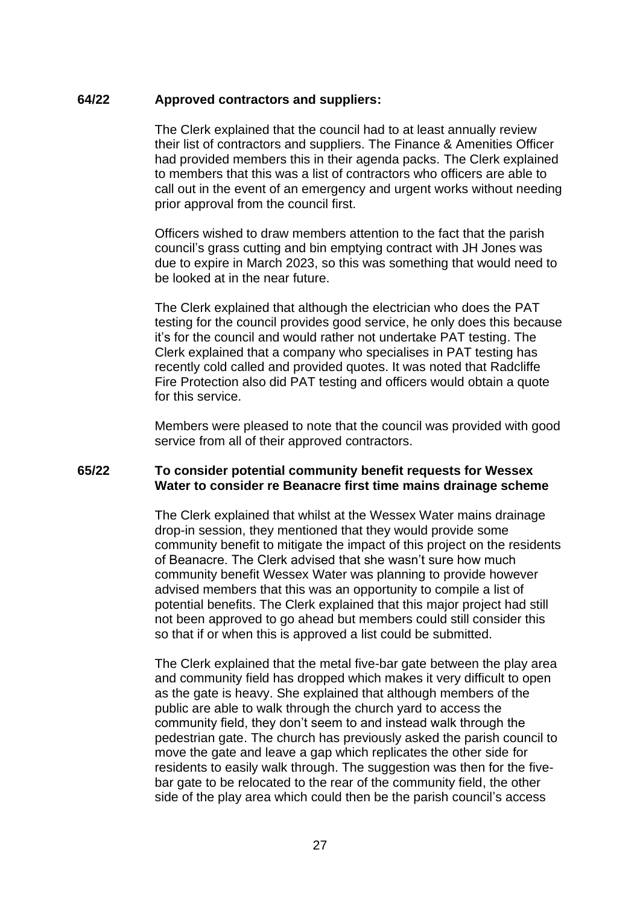**64/22 Approved contractors and suppliers:**

The Clerk explained that the council had to at least annually review their list of contractors and suppliers. The Finance & Amenities Officer had provided members this in their agenda packs. The Clerk explained to members that this was a list of contractors who officers are able to call out in the event of an emergency and urgent works without needing prior approval from the council first.

Officers wished to draw members attention to the fact that the parish council's grass cutting and bin emptying contract with JH Jones was due to expire in March 2023, so this was something that would need to be looked at in the near future.

The Clerk explained that although the electrician who does the PAT testing for the council provides good service, he only does this because it's for the council and would rather not undertake PAT testing. The Clerk explained that a company who specialises in PAT testing has recently cold called and provided quotes. It was noted that Radcliffe Fire Protection also did PAT testing and officers would obtain a quote for this service.

Members were pleased to note that the council was provided with good service from all of their approved contractors.

**65/22 To consider potential community benefit requests for Wessex Water to consider re Beanacre first time mains drainage scheme**

The Clerk explained that whilst at the Wessex Water mains drainage drop-in session, they mentioned that they would provide some community benefit to mitigate the impact of this project on the residents of Beanacre. The Clerk advised that she wasn't sure how much community benefit Wessex Water was planning to provide however advised members that this was an opportunity to compile a list of potential benefits. The Clerk explained that this major project had still not been approved to go ahead but members could still consider this so that if or when this is approved a list could be submitted.

The Clerk explained that the metal five-bar gate between the play area and community field has dropped which makes it very difficult to open as the gate is heavy. She explained that although members of the public are able to walk through the church yard to access the community field, they don't seem to and instead walk through the pedestrian gate. The church has previously asked the parish council to move the gate and leave a gap which replicates the other side for residents to easily walk through. The suggestion was then for the five-bar gate to be relocated to the rear of the community field, the other side of the play area which could then be the parish council's access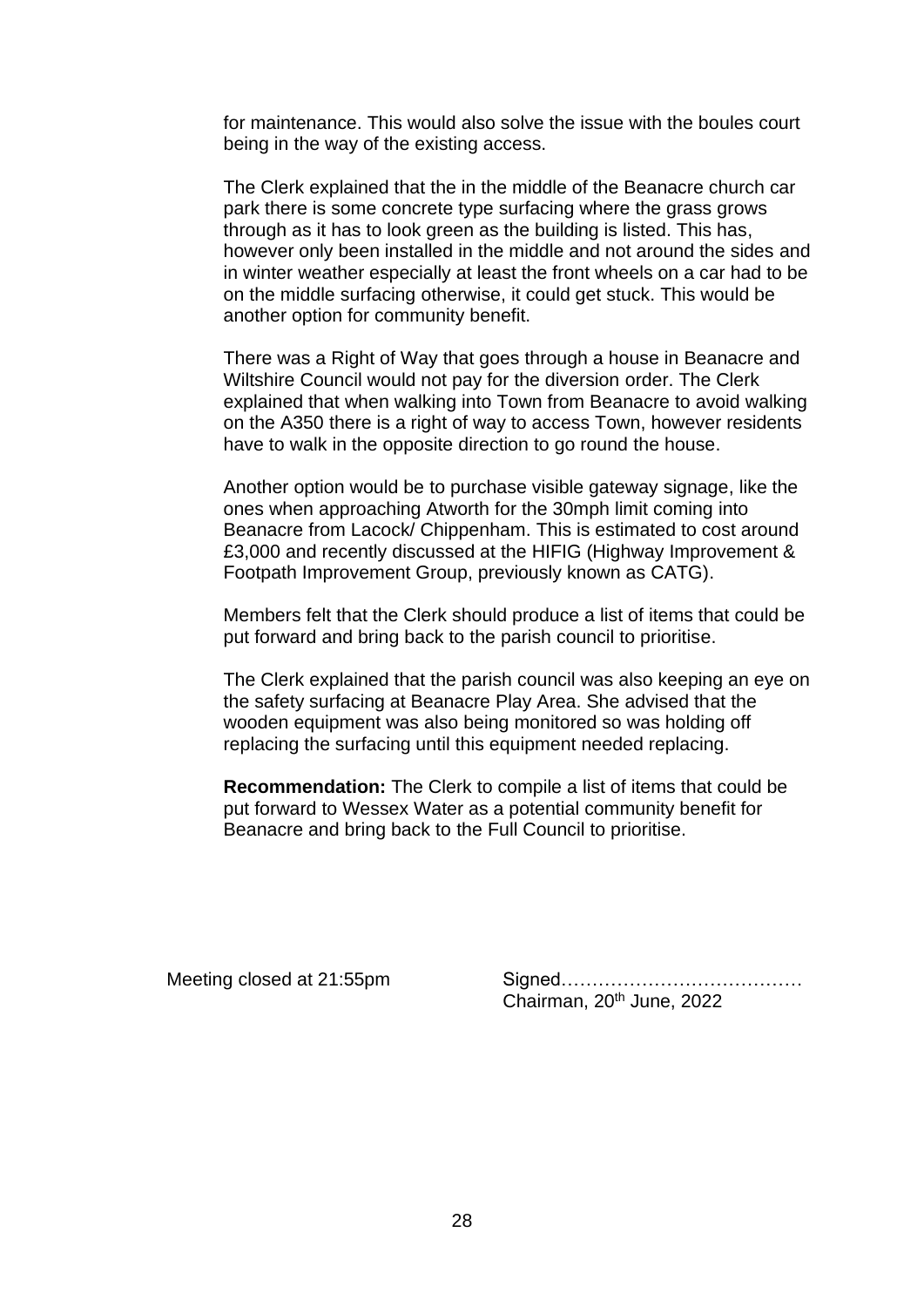for maintenance. This would also solve the issue with the boules court being in the way of the existing access.

The Clerk explained that the in the middle of the Beanacre church car park there is some concrete type surfacing where the grass grows through as it has to look green as the building is listed. This has, however only been installed in the middle and not around the sides and in winter weather especially at least the front wheels on a car had to be on the middle surfacing otherwise, it could get stuck. This would be another option for community benefit.

There was a Right of Way that goes through a house in Beanacre and Wiltshire Council would not pay for the diversion order. The Clerk explained that when walking into Town from Beanacre to avoid walking on the A350 there is a right of way to access Town, however residents have to walk in the opposite direction to go round the house.

Another option would be to purchase visible gateway signage, like the ones when approaching Atworth for the 30mph limit coming into Beanacre from Lacock/ Chippenham. This is estimated to cost around £3,000 and recently discussed at the HIFIG (Highway Improvement & Footpath Improvement Group, previously known as CATG).

Members felt that the Clerk should produce a list of items that could be put forward and bring back to the parish council to prioritise.

The Clerk explained that the parish council was also keeping an eye on the safety surfacing at Beanacre Play Area. She advised that the wooden equipment was also being monitored so was holding off replacing the surfacing until this equipment needed replacing.

**Recommendation:** The Clerk to compile a list of items that could be put forward to Wessex Water as a potential community benefit for Beanacre and bring back to the Full Council to prioritise.

Meeting closed at 21:55pm

Signed…………………………………
Chairman, 20th June, 2022